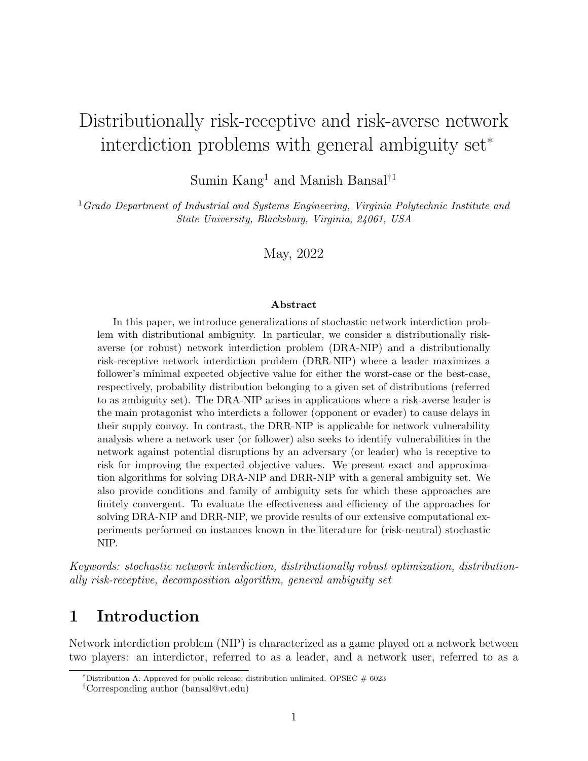# Distributionally risk-receptive and risk-averse network interdiction problems with general ambiguity set[*]

Sumin Kang[1] and Manish Bansal[†1]

[1]*Grado Department of Industrial and Systems Engineering, Virginia Polytechnic Institute and State University, Blacksburg, Virginia, 24061, USA*

May, 2022

### Abstract

In this paper, we introduce generalizations of stochastic network interdiction problem with distributional ambiguity. In particular, we consider a distributionally risk-averse (or robust) network interdiction problem (DRA-NIP) and a distributionally risk-receptive network interdiction problem (DRR-NIP) where a leader maximizes a follower's minimal expected objective value for either the worst-case or the best-case, respectively, probability distribution belonging to a given set of distributions (referred to as ambiguity set). The DRA-NIP arises in applications where a risk-averse leader is the main protagonist who interdicts a follower (opponent or evader) to cause delays in their supply convoy. In contrast, the DRR-NIP is applicable for network vulnerability analysis where a network user (or follower) also seeks to identify vulnerabilities in the network against potential disruptions by an adversary (or leader) who is receptive to risk for improving the expected objective values. We present exact and approximation algorithms for solving DRA-NIP and DRR-NIP with a general ambiguity set. We also provide conditions and family of ambiguity sets for which these approaches are finitely convergent. To evaluate the effectiveness and efficiency of the approaches for solving DRA-NIP and DRR-NIP, we provide results of our extensive computational experiments performed on instances known in the literature for (risk-neutral) stochastic NIP.

*Keywords: stochastic network interdiction, distributionally robust optimization, distributionally risk-receptive, decomposition algorithm, general ambiguity set*

## 1 Introduction

Network interdiction problem (NIP) is characterized as a game played on a network between two players: an interdictor, referred to as a leader, and a network user, referred to as a

[*]Distribution A: Approved for public release; distribution unlimited. OPSEC # 6023

[†]Corresponding author (bansal@vt.edu)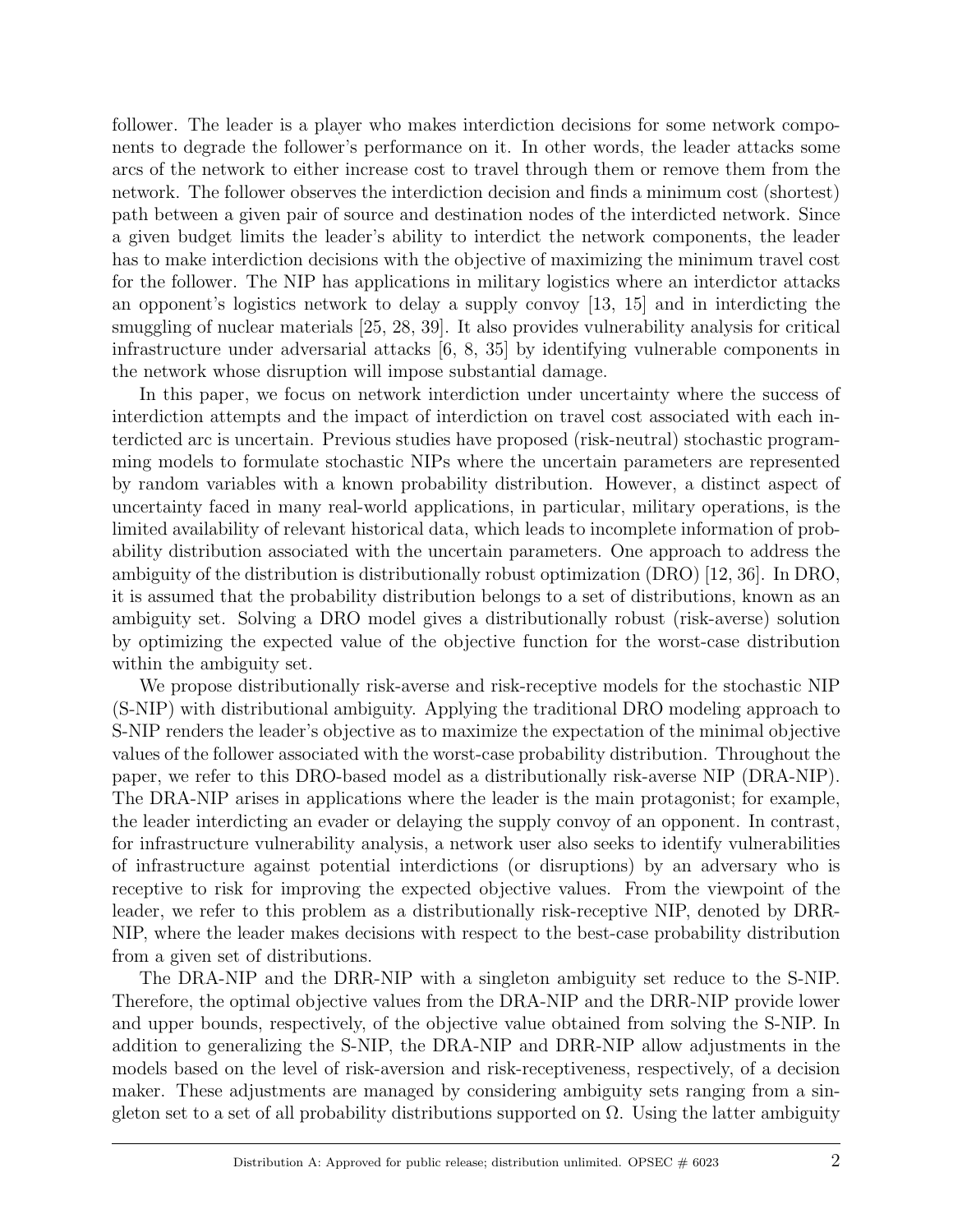follower. The leader is a player who makes interdiction decisions for some network components to degrade the follower's performance on it. In other words, the leader attacks some arcs of the network to either increase cost to travel through them or remove them from the network. The follower observes the interdiction decision and finds a minimum cost (shortest) path between a given pair of source and destination nodes of the interdicted network. Since a given budget limits the leader's ability to interdict the network components, the leader has to make interdiction decisions with the objective of maximizing the minimum travel cost for the follower. The NIP has applications in military logistics where an interdictor attacks an opponent's logistics network to delay a supply convoy [13, 15] and in interdicting the smuggling of nuclear materials [25, 28, 39]. It also provides vulnerability analysis for critical infrastructure under adversarial attacks [6, 8, 35] by identifying vulnerable components in the network whose disruption will impose substantial damage.

In this paper, we focus on network interdiction under uncertainty where the success of interdiction attempts and the impact of interdiction on travel cost associated with each interdicted arc is uncertain. Previous studies have proposed (risk-neutral) stochastic programming models to formulate stochastic NIPs where the uncertain parameters are represented by random variables with a known probability distribution. However, a distinct aspect of uncertainty faced in many real-world applications, in particular, military operations, is the limited availability of relevant historical data, which leads to incomplete information of probability distribution associated with the uncertain parameters. One approach to address the ambiguity of the distribution is distributionally robust optimization (DRO) [12, 36]. In DRO, it is assumed that the probability distribution belongs to a set of distributions, known as an ambiguity set. Solving a DRO model gives a distributionally robust (risk-averse) solution by optimizing the expected value of the objective function for the worst-case distribution within the ambiguity set.

We propose distributionally risk-averse and risk-receptive models for the stochastic NIP (S-NIP) with distributional ambiguity. Applying the traditional DRO modeling approach to S-NIP renders the leader's objective as to maximize the expectation of the minimal objective values of the follower associated with the worst-case probability distribution. Throughout the paper, we refer to this DRO-based model as a distributionally risk-averse NIP (DRA-NIP). The DRA-NIP arises in applications where the leader is the main protagonist; for example, the leader interdicting an evader or delaying the supply convoy of an opponent. In contrast, for infrastructure vulnerability analysis, a network user also seeks to identify vulnerabilities of infrastructure against potential interdictions (or disruptions) by an adversary who is receptive to risk for improving the expected objective values. From the viewpoint of the leader, we refer to this problem as a distributionally risk-receptive NIP, denoted by DRR-NIP, where the leader makes decisions with respect to the best-case probability distribution from a given set of distributions.

The DRA-NIP and the DRR-NIP with a singleton ambiguity set reduce to the S-NIP. Therefore, the optimal objective values from the DRA-NIP and the DRR-NIP provide lower and upper bounds, respectively, of the objective value obtained from solving the S-NIP. In addition to generalizing the S-NIP, the DRA-NIP and DRR-NIP allow adjustments in the models based on the level of risk-aversion and risk-receptiveness, respectively, of a decision maker. These adjustments are managed by considering ambiguity sets ranging from a singleton set to a set of all probability distributions supported on $\Omega$. Using the latter ambiguity

Distribution A: Approved for public release; distribution unlimited. OPSEC # 6023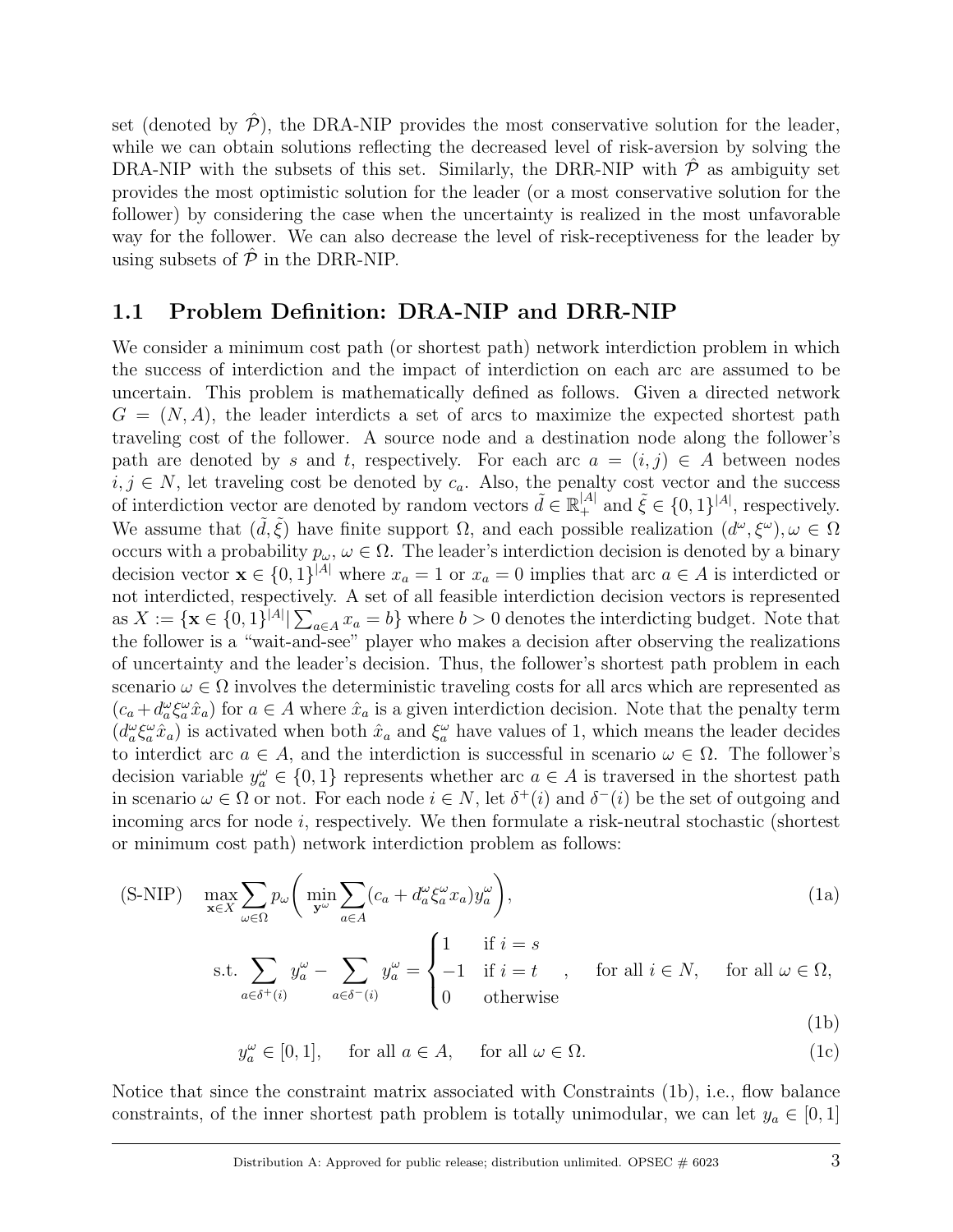set (denoted by $\hat{\mathcal{P}}$), the DRA-NIP provides the most conservative solution for the leader, while we can obtain solutions reflecting the decreased level of risk-aversion by solving the DRA-NIP with the subsets of this set. Similarly, the DRR-NIP with $\hat{\mathcal{P}}$ as ambiguity set provides the most optimistic solution for the leader (or a most conservative solution for the follower) by considering the case when the uncertainty is realized in the most unfavorable way for the follower. We can also decrease the level of risk-receptiveness for the leader by using subsets of $\hat{\mathcal{P}}$ in the DRR-NIP.

## 1.1 Problem Definition: DRA-NIP and DRR-NIP

We consider a minimum cost path (or shortest path) network interdiction problem in which the success of interdiction and the impact of interdiction on each arc are assumed to be uncertain. This problem is mathematically defined as follows. Given a directed network $G = (N, A)$, the leader interdicts a set of arcs to maximize the expected shortest path traveling cost of the follower. A source node and a destination node along the follower's path are denoted by $s$ and $t$, respectively. For each arc $a = (i, j) \in A$ between nodes $i, j \in N$, let traveling cost be denoted by $c_a$. Also, the penalty cost vector and the success of interdiction vector are denoted by random vectors $\tilde{d} \in \mathbb{R}_+^{|A|}$ and $\tilde{\xi} \in \{0, 1\}^{|A|}$, respectively. We assume that $(\tilde{d}, \tilde{\xi})$ have finite support $\Omega$, and each possible realization $(d^\omega, \xi^\omega), \omega \in \Omega$ occurs with a probability $p_\omega, \omega \in \Omega$. The leader's interdiction decision is denoted by a binary decision vector $\mathbf{x} \in \{0, 1\}^{|A|}$ where $x_a = 1$ or $x_a = 0$ implies that arc $a \in A$ is interdicted or not interdicted, respectively. A set of all feasible interdiction decision vectors is represented as $X := \{\mathbf{x} \in \{0, 1\}^{|A|} | \sum_{a \in A} x_a = b\}$ where $b > 0$ denotes the interdicting budget. Note that the follower is a "wait-and-see" player who makes a decision after observing the realizations of uncertainty and the leader's decision. Thus, the follower's shortest path problem in each scenario $\omega \in \Omega$ involves the deterministic traveling costs for all arcs which are represented as $(c_a + d_a^\omega \xi_a^\omega \hat{x}_a)$ for $a \in A$ where $\hat{x}_a$ is a given interdiction decision. Note that the penalty term $(d_a^\omega \xi_a^\omega \hat{x}_a)$ is activated when both $\hat{x}_a$ and $\xi_a^\omega$ have values of 1, which means the leader decides to interdict arc $a \in A$, and the interdiction is successful in scenario $\omega \in \Omega$. The follower's decision variable $y_a^\omega \in \{0, 1\}$ represents whether arc $a \in A$ is traversed in the shortest path in scenario $\omega \in \Omega$ or not. For each node $i \in N$, let $\delta^+(i)$ and $\delta^-(i)$ be the set of outgoing and incoming arcs for node $i$, respectively. We then formulate a risk-neutral stochastic (shortest or minimum cost path) network interdiction problem as follows:

$$\text{(S-NIP)} \quad \max_{\mathbf{x} \in X} \sum_{\omega \in \Omega} p_\omega \left( \min_{\mathbf{y}^\omega} \sum_{a \in A} (c_a + d_a^\omega \xi_a^\omega x_a) y_a^\omega \right), \tag{1a}$$

$$\text{s.t.} \sum_{a \in \delta^+(i)} y_a^\omega - \sum_{a \in \delta^-(i)} y_a^\omega = \begin{cases} 1 & \text{if } i = s \\ -1 & \text{if } i = t \\ 0 & \text{otherwise} \end{cases}, \quad \text{for all } i \in N, \quad \text{for all } \omega \in \Omega, \tag{1b}$$

$$y_a^\omega \in [0, 1], \quad \text{for all } a \in A, \quad \text{for all } \omega \in \Omega. \tag{1c}$$

Notice that since the constraint matrix associated with Constraints (1b), i.e., flow balance constraints, of the inner shortest path problem is totally unimodular, we can let $y_a \in [0, 1]$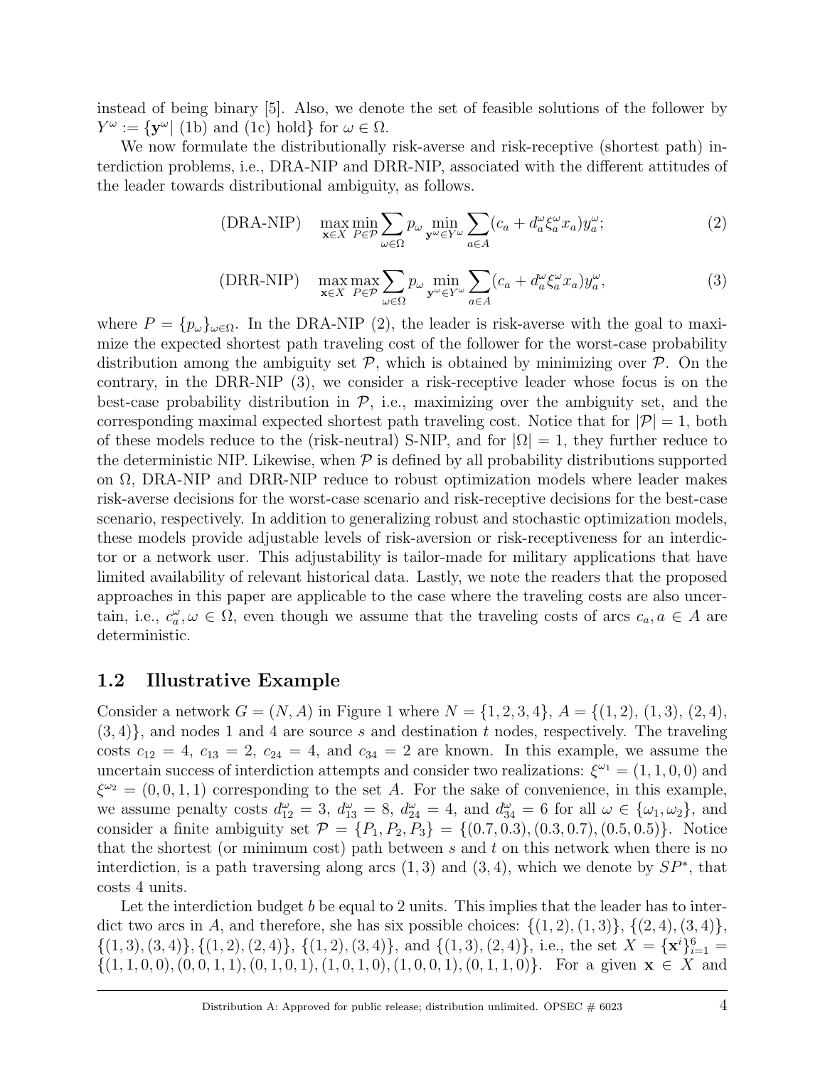instead of being binary [5]. Also, we denote the set of feasible solutions of the follower by $Y^\omega := \{\mathbf{y}^\omega | \text{ (1b) and (1c) hold}\}$ for $\omega \in \Omega$.

We now formulate the distributionally risk-averse and risk-receptive (shortest path) interdiction problems, i.e., DRA-NIP and DRR-NIP, associated with the different attitudes of the leader towards distributional ambiguity, as follows.

$$\text{(DRA-NIP)} \quad \max_{\mathbf{x}\in X} \min_{P\in\mathcal{P}} \sum_{\omega\in\Omega} p_\omega \min_{\mathbf{y}^\omega\in Y^\omega} \sum_{a\in A} (c_a + d_a^\omega \xi_a^\omega x_a) y_a^\omega; \tag{2}$$

$$\text{(DRR-NIP)} \quad \max_{\mathbf{x}\in X} \max_{P\in\mathcal{P}} \sum_{\omega\in\Omega} p_\omega \min_{\mathbf{y}^\omega\in Y^\omega} \sum_{a\in A} (c_a + d_a^\omega \xi_a^\omega x_a) y_a^\omega, \tag{3}$$

where $P = \{p_\omega\}_{\omega\in\Omega}$. In the DRA-NIP (2), the leader is risk-averse with the goal to maximize the expected shortest path traveling cost of the follower for the worst-case probability distribution among the ambiguity set $\mathcal{P}$, which is obtained by minimizing over $\mathcal{P}$. On the contrary, in the DRR-NIP (3), we consider a risk-receptive leader whose focus is on the best-case probability distribution in $\mathcal{P}$, i.e., maximizing over the ambiguity set, and the corresponding maximal expected shortest path traveling cost. Notice that for $|\mathcal{P}| = 1$, both of these models reduce to the (risk-neutral) S-NIP, and for $|\Omega| = 1$, they further reduce to the deterministic NIP. Likewise, when $\mathcal{P}$ is defined by all probability distributions supported on $\Omega$, DRA-NIP and DRR-NIP reduce to robust optimization models where leader makes risk-averse decisions for the worst-case scenario and risk-receptive decisions for the best-case scenario, respectively. In addition to generalizing robust and stochastic optimization models, these models provide adjustable levels of risk-aversion or risk-receptiveness for an interdictor or a network user. This adjustability is tailor-made for military applications that have limited availability of relevant historical data. Lastly, we note the readers that the proposed approaches in this paper are applicable to the case where the traveling costs are also uncertain, i.e., $c_a^\omega, \omega \in \Omega$, even though we assume that the traveling costs of arcs $c_a, a \in A$ are deterministic.

### 1.2 Illustrative Example

Consider a network $G = (N, A)$ in Figure 1 where $N = \{1, 2, 3, 4\}$, $A = \{(1, 2), (1, 3), (2, 4), (3, 4)\}$, and nodes 1 and 4 are source $s$ and destination $t$ nodes, respectively. The traveling costs $c_{12} = 4$, $c_{13} = 2$, $c_{24} = 4$, and $c_{34} = 2$ are known. In this example, we assume the uncertain success of interdiction attempts and consider two realizations: $\xi^{\omega_1} = (1, 1, 0, 0)$ and $\xi^{\omega_2} = (0, 0, 1, 1)$ corresponding to the set $A$. For the sake of convenience, in this example, we assume penalty costs $d_{12}^\omega = 3$, $d_{13}^\omega = 8$, $d_{24}^\omega = 4$, and $d_{34}^\omega = 6$ for all $\omega \in \{\omega_1, \omega_2\}$, and consider a finite ambiguity set $\mathcal{P} = \{P_1, P_2, P_3\} = \{(0.7, 0.3), (0.3, 0.7), (0.5, 0.5)\}$. Notice that the shortest (or minimum cost) path between $s$ and $t$ on this network when there is no interdiction, is a path traversing along arcs $(1, 3)$ and $(3, 4)$, which we denote by $SP^*$, that costs 4 units.

Let the interdiction budget $b$ be equal to 2 units. This implies that the leader has to interdict two arcs in $A$, and therefore, she has six possible choices: $\{(1, 2), (1, 3)\}$, $\{(2, 4), (3, 4)\}$, $\{(1, 3), (3, 4)\}$, $\{(1, 2), (2, 4)\}$, $\{(1, 2), (3, 4)\}$, and $\{(1, 3), (2, 4)\}$, i.e., the set $X = \{\mathbf{x}^i\}_{i=1}^6 = \{(1, 1, 0, 0), (0, 0, 1, 1), (0, 1, 0, 1), (1, 0, 1, 0), (1, 0, 0, 1), (0, 1, 1, 0)\}$. For a given $\mathbf{x} \in X$ and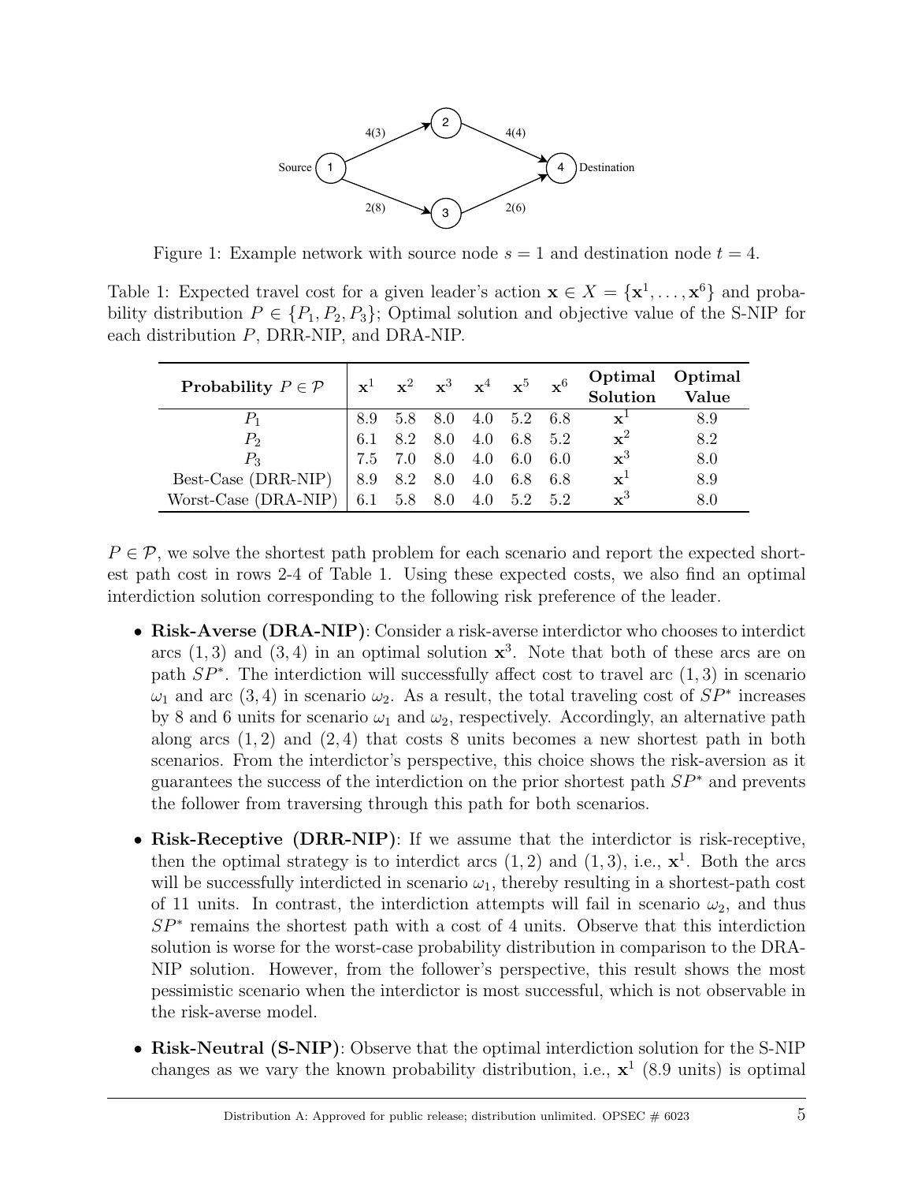Figure 1: Example network with source node $s = 1$ and destination node $t = 4$.

Table 1: Expected travel cost for a given leader's action $\mathbf{x} \in X = \{\mathbf{x}^1, \dots, \mathbf{x}^6\}$ and probability distribution $P \in \{P_1, P_2, P_3\}$; Optimal solution and objective value of the S-NIP for each distribution $P$, DRR-NIP, and DRA-NIP.

| **Probability** $P \in \mathcal{P}$ | $\mathbf{x}^1$ | $\mathbf{x}^2$ | $\mathbf{x}^3$ | $\mathbf{x}^4$ | $\mathbf{x}^5$ | $\mathbf{x}^6$ | **Optimal Solution** | **Optimal Value** |
|---|---|---|---|---|---|---|---|---|
| $P_1$ | 8.9 | 5.8 | 8.0 | 4.0 | 5.2 | 6.8 | $\mathbf{x}^1$ | 8.9 |
| $P_2$ | 6.1 | 8.2 | 8.0 | 4.0 | 6.8 | 5.2 | $\mathbf{x}^2$ | 8.2 |
| $P_3$ | 7.5 | 7.0 | 8.0 | 4.0 | 6.0 | 6.0 | $\mathbf{x}^3$ | 8.0 |
| Best-Case (DRR-NIP) | 8.9 | 8.2 | 8.0 | 4.0 | 6.8 | 6.8 | $\mathbf{x}^1$ | 8.9 |
| Worst-Case (DRA-NIP) | 6.1 | 5.8 | 8.0 | 4.0 | 5.2 | 5.2 | $\mathbf{x}^3$ | 8.0 |

$P \in \mathcal{P}$, we solve the shortest path problem for each scenario and report the expected shortest path cost in rows 2-4 of Table 1. Using these expected costs, we also find an optimal interdiction solution corresponding to the following risk preference of the leader.

- **Risk-Averse (DRA-NIP)**: Consider a risk-averse interdictor who chooses to interdict arcs $(1, 3)$ and $(3, 4)$ in an optimal solution $\mathbf{x}^3$. Note that both of these arcs are on path $SP^*$. The interdiction will successfully affect cost to travel arc $(1, 3)$ in scenario $\omega_1$ and arc $(3, 4)$ in scenario $\omega_2$. As a result, the total traveling cost of $SP^*$ increases by 8 and 6 units for scenario $\omega_1$ and $\omega_2$, respectively. Accordingly, an alternative path along arcs $(1, 2)$ and $(2, 4)$ that costs 8 units becomes a new shortest path in both scenarios. From the interdictor's perspective, this choice shows the risk-aversion as it guarantees the success of the interdiction on the prior shortest path $SP^*$ and prevents the follower from traversing through this path for both scenarios.
- **Risk-Receptive (DRR-NIP)**: If we assume that the interdictor is risk-receptive, then the optimal strategy is to interdict arcs $(1, 2)$ and $(1, 3)$, i.e., $\mathbf{x}^1$. Both the arcs will be successfully interdicted in scenario $\omega_1$, thereby resulting in a shortest-path cost of 11 units. In contrast, the interdiction attempts will fail in scenario $\omega_2$, and thus $SP^*$ remains the shortest path with a cost of 4 units. Observe that this interdiction solution is worse for the worst-case probability distribution in comparison to the DRA-NIP solution. However, from the follower's perspective, this result shows the most pessimistic scenario when the interdictor is most successful, which is not observable in the risk-averse model.
- **Risk-Neutral (S-NIP)**: Observe that the optimal interdiction solution for the S-NIP changes as we vary the known probability distribution, i.e., $\mathbf{x}^1$ (8.9 units) is optimal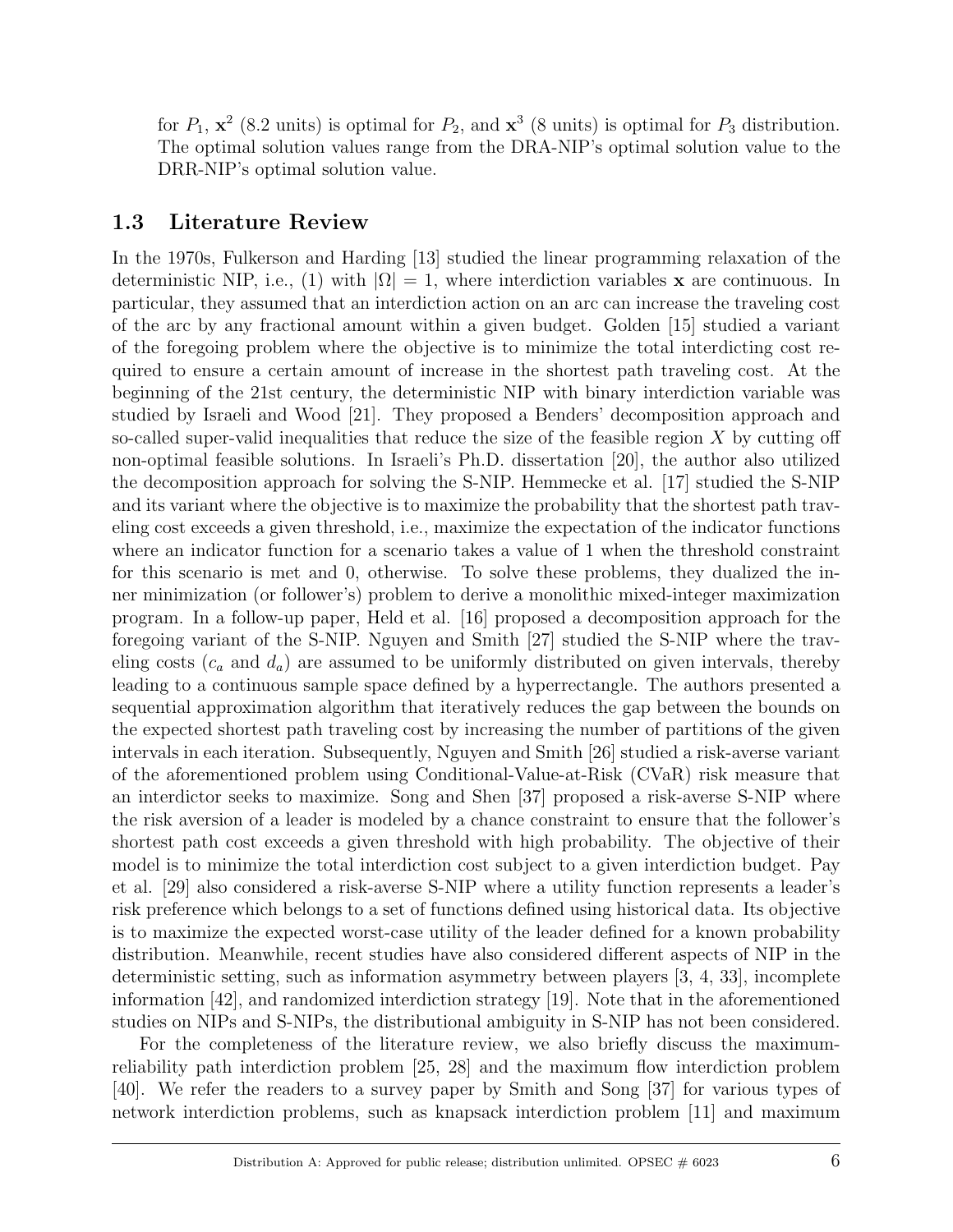for $P_1$, $\mathbf{x}^2$ (8.2 units) is optimal for $P_2$, and $\mathbf{x}^3$ (8 units) is optimal for $P_3$ distribution. The optimal solution values range from the DRA-NIP's optimal solution value to the DRR-NIP's optimal solution value.

### 1.3 Literature Review

In the 1970s, Fulkerson and Harding [13] studied the linear programming relaxation of the deterministic NIP, i.e., (1) with $|\Omega| = 1$, where interdiction variables $\mathbf{x}$ are continuous. In particular, they assumed that an interdiction action on an arc can increase the traveling cost of the arc by any fractional amount within a given budget. Golden [15] studied a variant of the foregoing problem where the objective is to minimize the total interdicting cost required to ensure a certain amount of increase in the shortest path traveling cost. At the beginning of the 21st century, the deterministic NIP with binary interdiction variable was studied by Israeli and Wood [21]. They proposed a Benders' decomposition approach and so-called super-valid inequalities that reduce the size of the feasible region $X$ by cutting off non-optimal feasible solutions. In Israeli's Ph.D. dissertation [20], the author also utilized the decomposition approach for solving the S-NIP. Hemmecke et al. [17] studied the S-NIP and its variant where the objective is to maximize the probability that the shortest path traveling cost exceeds a given threshold, i.e., maximize the expectation of the indicator functions where an indicator function for a scenario takes a value of 1 when the threshold constraint for this scenario is met and 0, otherwise. To solve these problems, they dualized the inner minimization (or follower's) problem to derive a monolithic mixed-integer maximization program. In a follow-up paper, Held et al. [16] proposed a decomposition approach for the foregoing variant of the S-NIP. Nguyen and Smith [27] studied the S-NIP where the traveling costs ($c_a$ and $d_a$) are assumed to be uniformly distributed on given intervals, thereby leading to a continuous sample space defined by a hyperrectangle. The authors presented a sequential approximation algorithm that iteratively reduces the gap between the bounds on the expected shortest path traveling cost by increasing the number of partitions of the given intervals in each iteration. Subsequently, Nguyen and Smith [26] studied a risk-averse variant of the aforementioned problem using Conditional-Value-at-Risk (CVaR) risk measure that an interdictor seeks to maximize. Song and Shen [37] proposed a risk-averse S-NIP where the risk aversion of a leader is modeled by a chance constraint to ensure that the follower's shortest path cost exceeds a given threshold with high probability. The objective of their model is to minimize the total interdiction cost subject to a given interdiction budget. Pay et al. [29] also considered a risk-averse S-NIP where a utility function represents a leader's risk preference which belongs to a set of functions defined using historical data. Its objective is to maximize the expected worst-case utility of the leader defined for a known probability distribution. Meanwhile, recent studies have also considered different aspects of NIP in the deterministic setting, such as information asymmetry between players [3, 4, 33], incomplete information [42], and randomized interdiction strategy [19]. Note that in the aforementioned studies on NIPs and S-NIPs, the distributional ambiguity in S-NIP has not been considered.

For the completeness of the literature review, we also briefly discuss the maximum-reliability path interdiction problem [25, 28] and the maximum flow interdiction problem [40]. We refer the readers to a survey paper by Smith and Song [37] for various types of network interdiction problems, such as knapsack interdiction problem [11] and maximum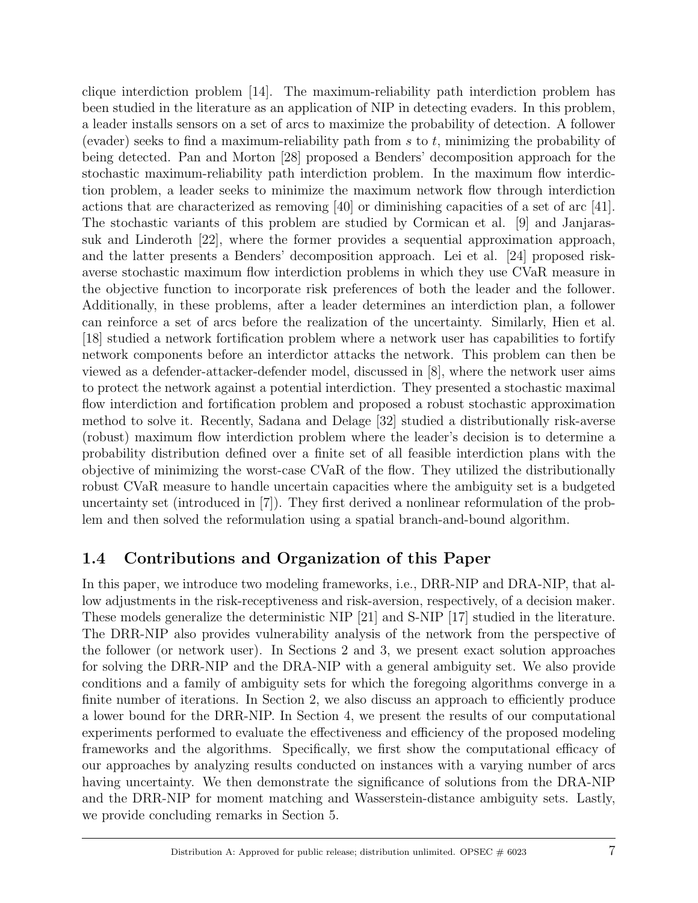clique interdiction problem [14]. The maximum-reliability path interdiction problem has been studied in the literature as an application of NIP in detecting evaders. In this problem, a leader installs sensors on a set of arcs to maximize the probability of detection. A follower (evader) seeks to find a maximum-reliability path from $s$ to $t$, minimizing the probability of being detected. Pan and Morton [28] proposed a Benders' decomposition approach for the stochastic maximum-reliability path interdiction problem. In the maximum flow interdiction problem, a leader seeks to minimize the maximum network flow through interdiction actions that are characterized as removing [40] or diminishing capacities of a set of arc [41]. The stochastic variants of this problem are studied by Cormican et al. [9] and Janjarassuk and Linderoth [22], where the former provides a sequential approximation approach, and the latter presents a Benders' decomposition approach. Lei et al. [24] proposed risk-averse stochastic maximum flow interdiction problems in which they use CVaR measure in the objective function to incorporate risk preferences of both the leader and the follower. Additionally, in these problems, after a leader determines an interdiction plan, a follower can reinforce a set of arcs before the realization of the uncertainty. Similarly, Hien et al. [18] studied a network fortification problem where a network user has capabilities to fortify network components before an interdictor attacks the network. This problem can then be viewed as a defender-attacker-defender model, discussed in [8], where the network user aims to protect the network against a potential interdiction. They presented a stochastic maximal flow interdiction and fortification problem and proposed a robust stochastic approximation method to solve it. Recently, Sadana and Delage [32] studied a distributionally risk-averse (robust) maximum flow interdiction problem where the leader's decision is to determine a probability distribution defined over a finite set of all feasible interdiction plans with the objective of minimizing the worst-case CVaR of the flow. They utilized the distributionally robust CVaR measure to handle uncertain capacities where the ambiguity set is a budgeted uncertainty set (introduced in [7]). They first derived a nonlinear reformulation of the problem and then solved the reformulation using a spatial branch-and-bound algorithm.

## 1.4 Contributions and Organization of this Paper

In this paper, we introduce two modeling frameworks, i.e., DRR-NIP and DRA-NIP, that allow adjustments in the risk-receptiveness and risk-aversion, respectively, of a decision maker. These models generalize the deterministic NIP [21] and S-NIP [17] studied in the literature. The DRR-NIP also provides vulnerability analysis of the network from the perspective of the follower (or network user). In Sections 2 and 3, we present exact solution approaches for solving the DRR-NIP and the DRA-NIP with a general ambiguity set. We also provide conditions and a family of ambiguity sets for which the foregoing algorithms converge in a finite number of iterations. In Section 2, we also discuss an approach to efficiently produce a lower bound for the DRR-NIP. In Section 4, we present the results of our computational experiments performed to evaluate the effectiveness and efficiency of the proposed modeling frameworks and the algorithms. Specifically, we first show the computational efficacy of our approaches by analyzing results conducted on instances with a varying number of arcs having uncertainty. We then demonstrate the significance of solutions from the DRA-NIP and the DRR-NIP for moment matching and Wasserstein-distance ambiguity sets. Lastly, we provide concluding remarks in Section 5.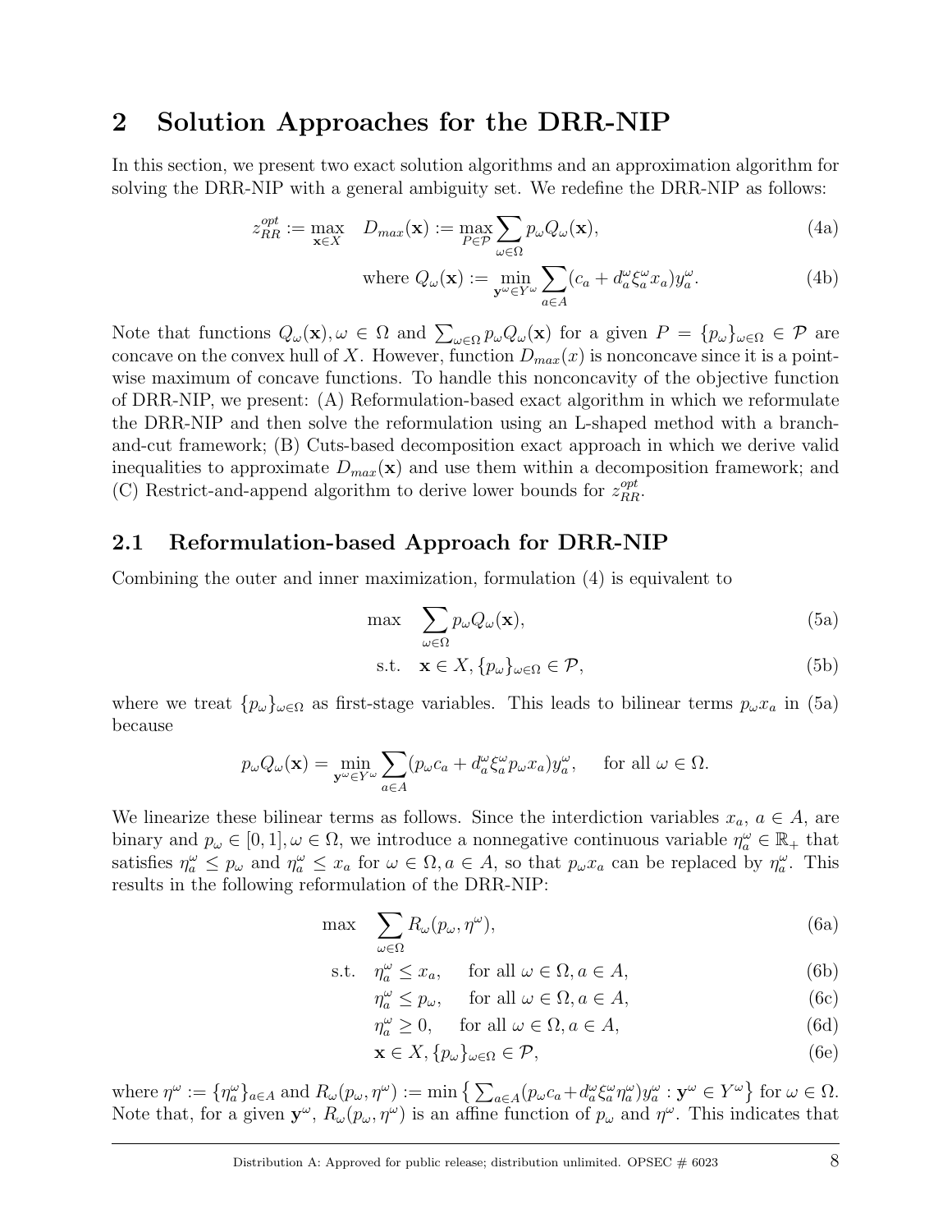## 2 Solution Approaches for the DRR-NIP

In this section, we present two exact solution algorithms and an approximation algorithm for solving the DRR-NIP with a general ambiguity set. We redefine the DRR-NIP as follows:

$$z_{RR}^{opt} := \max_{\mathbf{x} \in X} \quad D_{max}(\mathbf{x}) := \max_{P \in \mathcal{P}} \sum_{\omega \in \Omega} p_\omega Q_\omega(\mathbf{x}), \tag{4a}$$

$$\text{where } Q_\omega(\mathbf{x}) := \min_{\mathbf{y}^\omega \in Y^\omega} \sum_{a \in A} (c_a + d_a^\omega \xi_a^\omega x_a) y_a^\omega. \tag{4b}$$

Note that functions $Q_\omega(\mathbf{x}), \omega \in \Omega$ and $\sum_{\omega \in \Omega} p_\omega Q_\omega(\mathbf{x})$ for a given $P = \{p_\omega\}_{\omega \in \Omega} \in \mathcal{P}$ are concave on the convex hull of $X$. However, function $D_{max}(x)$ is nonconcave since it is a point-wise maximum of concave functions. To handle this nonconcavity of the objective function of DRR-NIP, we present: (A) Reformulation-based exact algorithm in which we reformulate the DRR-NIP and then solve the reformulation using an L-shaped method with a branch-and-cut framework; (B) Cuts-based decomposition exact approach in which we derive valid inequalities to approximate $D_{max}(\mathbf{x})$ and use them within a decomposition framework; and (C) Restrict-and-append algorithm to derive lower bounds for $z_{RR}^{opt}$.

### 2.1 Reformulation-based Approach for DRR-NIP

Combining the outer and inner maximization, formulation (4) is equivalent to

$$\max \quad \sum_{\omega \in \Omega} p_\omega Q_\omega(\mathbf{x}), \tag{5a}$$

$$\text{s.t.} \quad \mathbf{x} \in X, \{p_\omega\}_{\omega \in \Omega} \in \mathcal{P}, \tag{5b}$$

where we treat $\{p_\omega\}_{\omega \in \Omega}$ as first-stage variables. This leads to bilinear terms $p_\omega x_a$ in (5a) because

$$p_\omega Q_\omega(\mathbf{x}) = \min_{\mathbf{y}^\omega \in Y^\omega} \sum_{a \in A} (p_\omega c_a + d_a^\omega \xi_a^\omega p_\omega x_a) y_a^\omega, \quad \text{for all } \omega \in \Omega.$$

We linearize these bilinear terms as follows. Since the interdiction variables $x_a$, $a \in A$, are binary and $p_\omega \in [0, 1], \omega \in \Omega$, we introduce a nonnegative continuous variable $\eta_a^\omega \in \mathbb{R}_+$ that satisfies $\eta_a^\omega \leq p_\omega$ and $\eta_a^\omega \leq x_a$ for $\omega \in \Omega, a \in A$, so that $p_\omega x_a$ can be replaced by $\eta_a^\omega$. This results in the following reformulation of the DRR-NIP:

$$\max \quad \sum_{\omega \in \Omega} R_\omega(p_\omega, \eta^\omega), \tag{6a}$$

$$\text{s.t.} \quad \eta_a^\omega \leq x_a, \quad \text{for all } \omega \in \Omega, a \in A, \tag{6b}$$

$$\eta_a^\omega \leq p_\omega, \quad \text{for all } \omega \in \Omega, a \in A, \tag{6c}$$

$$\eta_a^\omega \geq 0, \quad \text{for all } \omega \in \Omega, a \in A, \tag{6d}$$

$$\mathbf{x} \in X, \{p_\omega\}_{\omega \in \Omega} \in \mathcal{P}, \tag{6e}$$

where $\eta^\omega := \{\eta_a^\omega\}_{a \in A}$ and $R_\omega(p_\omega, \eta^\omega) := \min \big\{ \sum_{a \in A} (p_\omega c_a + d_a^\omega \xi_a^\omega \eta_a^\omega) y_a^\omega : \mathbf{y}^\omega \in Y^\omega \big\}$ for $\omega \in \Omega$. Note that, for a given $\mathbf{y}^\omega$, $R_\omega(p_\omega, \eta^\omega)$ is an affine function of $p_\omega$ and $\eta^\omega$. This indicates that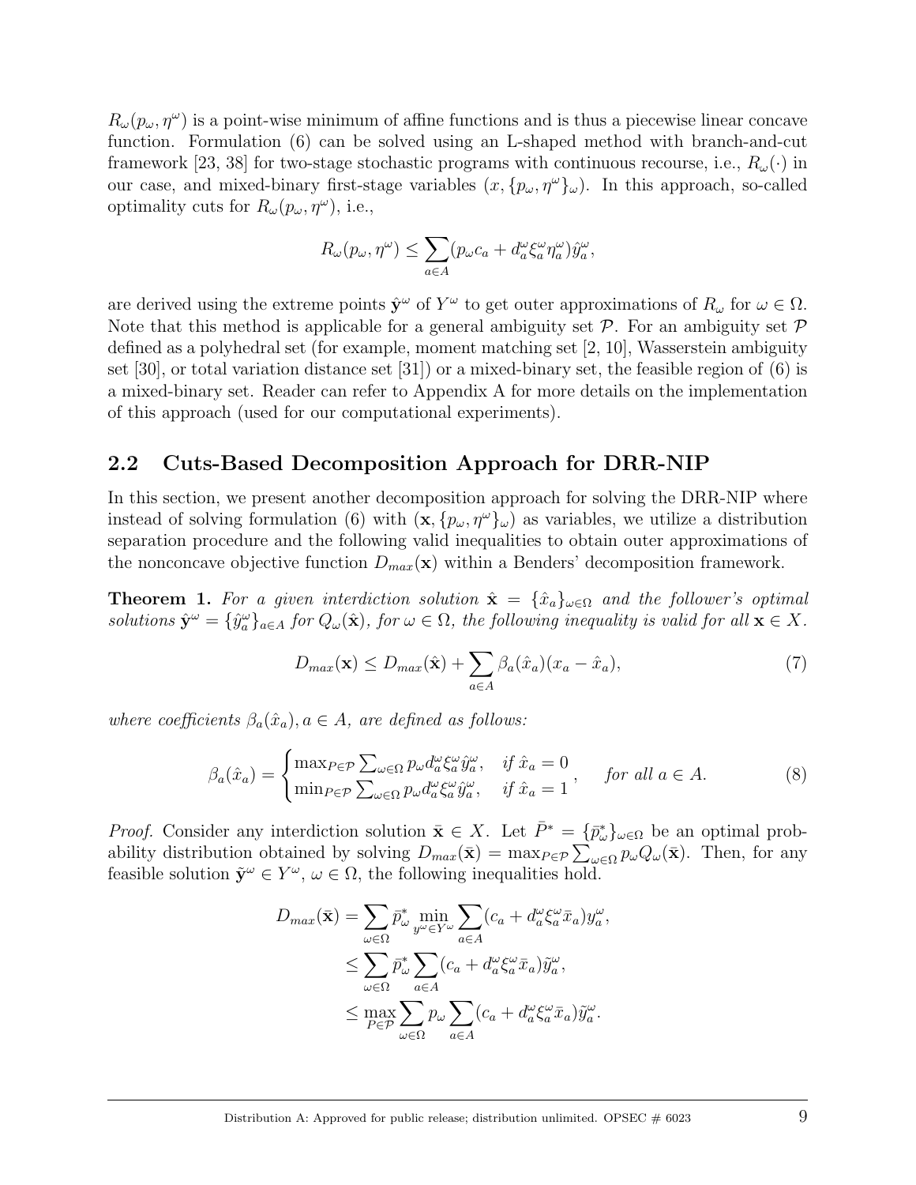$R_\omega(p_\omega, \eta^\omega)$ is a point-wise minimum of affine functions and is thus a piecewise linear concave function. Formulation (6) can be solved using an L-shaped method with branch-and-cut framework [23, 38] for two-stage stochastic programs with continuous recourse, i.e., $R_\omega(\cdot)$ in our case, and mixed-binary first-stage variables $(x, \{p_\omega, \eta^\omega\}_\omega)$. In this approach, so-called optimality cuts for $R_\omega(p_\omega, \eta^\omega)$, i.e.,

$$R_\omega(p_\omega, \eta^\omega) \leq \sum_{a \in A} (p_\omega c_a + d_a^\omega \xi_a^\omega \eta_a^\omega) \hat{y}_a^\omega,$$

are derived using the extreme points $\hat{\mathbf{y}}^\omega$ of $Y^\omega$ to get outer approximations of $R_\omega$ for $\omega \in \Omega$. Note that this method is applicable for a general ambiguity set $\mathcal{P}$. For an ambiguity set $\mathcal{P}$ defined as a polyhedral set (for example, moment matching set [2, 10], Wasserstein ambiguity set [30], or total variation distance set [31]) or a mixed-binary set, the feasible region of (6) is a mixed-binary set. Reader can refer to Appendix A for more details on the implementation of this approach (used for our computational experiments).

## 2.2 Cuts-Based Decomposition Approach for DRR-NIP

In this section, we present another decomposition approach for solving the DRR-NIP where instead of solving formulation (6) with $(\mathbf{x}, \{p_\omega, \eta^\omega\}_\omega)$ as variables, we utilize a distribution separation procedure and the following valid inequalities to obtain outer approximations of the nonconcave objective function $D_{max}(\mathbf{x})$ within a Benders' decomposition framework.

**Theorem 1.** *For a given interdiction solution $\hat{\mathbf{x}} = \{\hat{x}_a\}_{\omega \in \Omega}$ and the follower's optimal solutions $\hat{\mathbf{y}}^\omega = \{\hat{y}_a^\omega\}_{a \in A}$ for $Q_\omega(\hat{\mathbf{x}})$, for $\omega \in \Omega$, the following inequality is valid for all $\mathbf{x} \in X$.*

$$D_{max}(\mathbf{x}) \leq D_{max}(\hat{\mathbf{x}}) + \sum_{a \in A} \beta_a(\hat{x}_a)(x_a - \hat{x}_a), \tag{7}$$

*where coefficients $\beta_a(\hat{x}_a), a \in A$, are defined as follows:*

$$\beta_a(\hat{x}_a) = \begin{cases} \max_{P \in \mathcal{P}} \sum_{\omega \in \Omega} p_\omega d_a^\omega \xi_a^\omega \hat{y}_a^\omega, & \text{if } \hat{x}_a = 0 \\ \min_{P \in \mathcal{P}} \sum_{\omega \in \Omega} p_\omega d_a^\omega \xi_a^\omega \hat{y}_a^\omega, & \text{if } \hat{x}_a = 1 \end{cases}, \quad \text{for all } a \in A. \tag{8}$$

*Proof.* Consider any interdiction solution $\bar{\mathbf{x}} \in X$. Let $\bar{P}^* = \{\bar{p}_\omega^*\}_{\omega \in \Omega}$ be an optimal probability distribution obtained by solving $D_{max}(\bar{\mathbf{x}}) = \max_{P \in \mathcal{P}} \sum_{\omega \in \Omega} p_\omega Q_\omega(\bar{\mathbf{x}})$. Then, for any feasible solution $\tilde{\mathbf{y}}^\omega \in Y^\omega$, $\omega \in \Omega$, the following inequalities hold.

$$\begin{aligned} D_{max}(\bar{\mathbf{x}}) &= \sum_{\omega \in \Omega} \bar{p}_\omega^* \min_{y^\omega \in Y^\omega} \sum_{a \in A} (c_a + d_a^\omega \xi_a^\omega \bar{x}_a) y_a^\omega, \\ &\leq \sum_{\omega \in \Omega} \bar{p}_\omega^* \sum_{a \in A} (c_a + d_a^\omega \xi_a^\omega \bar{x}_a) \tilde{y}_a^\omega, \\ &\leq \max_{P \in \mathcal{P}} \sum_{\omega \in \Omega} p_\omega \sum_{a \in A} (c_a + d_a^\omega \xi_a^\omega \bar{x}_a) \tilde{y}_a^\omega. \end{aligned}$$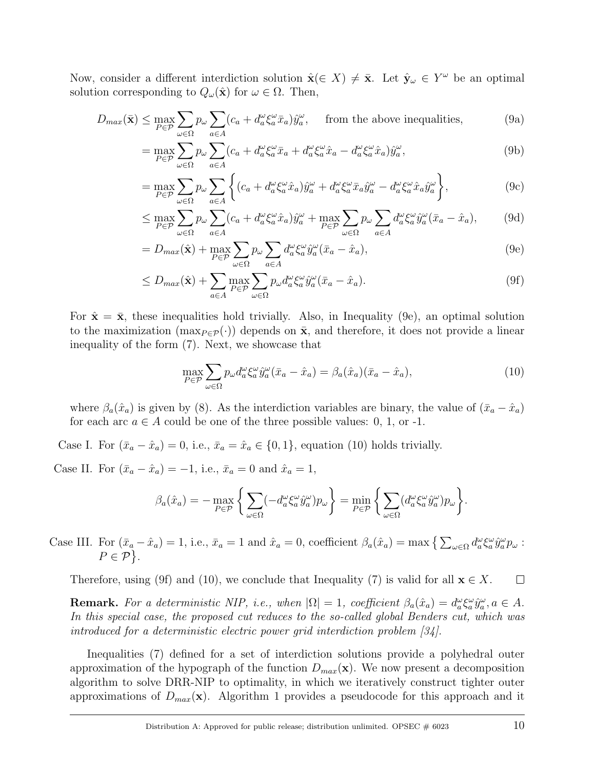Now, consider a different interdiction solution $\hat{\mathbf{x}}(\in X) \neq \bar{\mathbf{x}}$. Let $\hat{\mathbf{y}}_\omega \in Y^\omega$ be an optimal solution corresponding to $Q_\omega(\hat{\mathbf{x}})$ for $\omega \in \Omega$. Then,

$$
\begin{aligned}
D_{max}(\bar{\mathbf{x}}) &\leq \max_{P \in \mathcal{P}} \sum_{\omega \in \Omega} p_\omega \sum_{a \in A} (c_a + d_a^\omega \xi_a^\omega \bar{x}_a) \hat{y}_a^\omega, \quad \text{from the above inequalities,} && \text{(9a)} \\
&= \max_{P \in \mathcal{P}} \sum_{\omega \in \Omega} p_\omega \sum_{a \in A} (c_a + d_a^\omega \xi_a^\omega \bar{x}_a + d_a^\omega \xi_a^\omega \hat{x}_a - d_a^\omega \xi_a^\omega \hat{x}_a) \hat{y}_a^\omega, && \text{(9b)} \\
&= \max_{P \in \mathcal{P}} \sum_{\omega \in \Omega} p_\omega \sum_{a \in A} \left\{ (c_a + d_a^\omega \xi_a^\omega \hat{x}_a) \hat{y}_a^\omega + d_a^\omega \xi_a^\omega \bar{x}_a \hat{y}_a^\omega - d_a^\omega \xi_a^\omega \hat{x}_a \hat{y}_a^\omega \right\}, && \text{(9c)} \\
&\leq \max_{P \in \mathcal{P}} \sum_{\omega \in \Omega} p_\omega \sum_{a \in A} (c_a + d_a^\omega \xi_a^\omega \hat{x}_a) \hat{y}_a^\omega + \max_{P \in \mathcal{P}} \sum_{\omega \in \Omega} p_\omega \sum_{a \in A} d_a^\omega \xi_a^\omega \hat{y}_a^\omega (\bar{x}_a - \hat{x}_a), && \text{(9d)} \\
&= D_{max}(\hat{\mathbf{x}}) + \max_{P \in \mathcal{P}} \sum_{\omega \in \Omega} p_\omega \sum_{a \in A} d_a^\omega \xi_a^\omega \hat{y}_a^\omega (\bar{x}_a - \hat{x}_a), && \text{(9e)} \\
&\leq D_{max}(\hat{\mathbf{x}}) + \sum_{a \in A} \max_{P \in \mathcal{P}} \sum_{\omega \in \Omega} p_\omega d_a^\omega \xi_a^\omega \hat{y}_a^\omega (\bar{x}_a - \hat{x}_a). && \text{(9f)}
\end{aligned}
$$

For $\hat{\mathbf{x}} = \bar{\mathbf{x}}$, these inequalities hold trivially. Also, in Inequality (9e), an optimal solution to the maximization ($\max_{P \in \mathcal{P}}(\cdot)$) depends on $\bar{\mathbf{x}}$, and therefore, it does not provide a linear inequality of the form (7). Next, we showcase that

$$
\max_{P \in \mathcal{P}} \sum_{\omega \in \Omega} p_\omega d_a^\omega \xi_a^\omega \hat{y}_a^\omega (\bar{x}_a - \hat{x}_a) = \beta_a(\hat{x}_a)(\bar{x}_a - \hat{x}_a), \tag{10}
$$

where $\beta_a(\hat{x}_a)$ is given by (8). As the interdiction variables are binary, the value of $(\bar{x}_a - \hat{x}_a)$ for each arc $a \in A$ could be one of the three possible values: 0, 1, or -1.

Case I. For $(\bar{x}_a - \hat{x}_a) = 0$, i.e., $\bar{x}_a = \hat{x}_a \in \{0, 1\}$, equation (10) holds trivially.

Case II. For $(\bar{x}_a - \hat{x}_a) = -1$, i.e., $\bar{x}_a = 0$ and $\hat{x}_a = 1$,

$$
\beta_a(\hat{x}_a) = -\max_{P \in \mathcal{P}} \left\{ \sum_{\omega \in \Omega} (-d_a^\omega \xi_a^\omega \hat{y}_a^\omega) p_\omega \right\} = \min_{P \in \mathcal{P}} \left\{ \sum_{\omega \in \Omega} (d_a^\omega \xi_a^\omega \hat{y}_a^\omega) p_\omega \right\}.
$$

Case III. For $(\bar{x}_a - \hat{x}_a) = 1$, i.e., $\bar{x}_a = 1$ and $\hat{x}_a = 0$, coefficient $\beta_a(\hat{x}_a) = \max \left\{ \sum_{\omega \in \Omega} d_a^\omega \xi_a^\omega \hat{y}_a^\omega p_\omega : P \in \mathcal{P} \right\}$.

Therefore, using (9f) and (10), we conclude that Inequality (7) is valid for all $\mathbf{x} \in X$. □

**Remark.** *For a deterministic NIP, i.e., when $|\Omega| = 1$, coefficient $\beta_a(\hat{x}_a) = d_a^\omega \xi_a^\omega \hat{y}_a^\omega, a \in A$. In this special case, the proposed cut reduces to the so-called global Benders cut, which was introduced for a deterministic electric power grid interdiction problem [34].*

Inequalities (7) defined for a set of interdiction solutions provide a polyhedral outer approximation of the hypograph of the function $D_{max}(\mathbf{x})$. We now present a decomposition algorithm to solve DRR-NIP to optimality, in which we iteratively construct tighter outer approximations of $D_{max}(\mathbf{x})$. Algorithm 1 provides a pseudocode for this approach and it

Distribution A: Approved for public release; distribution unlimited. OPSEC # 6023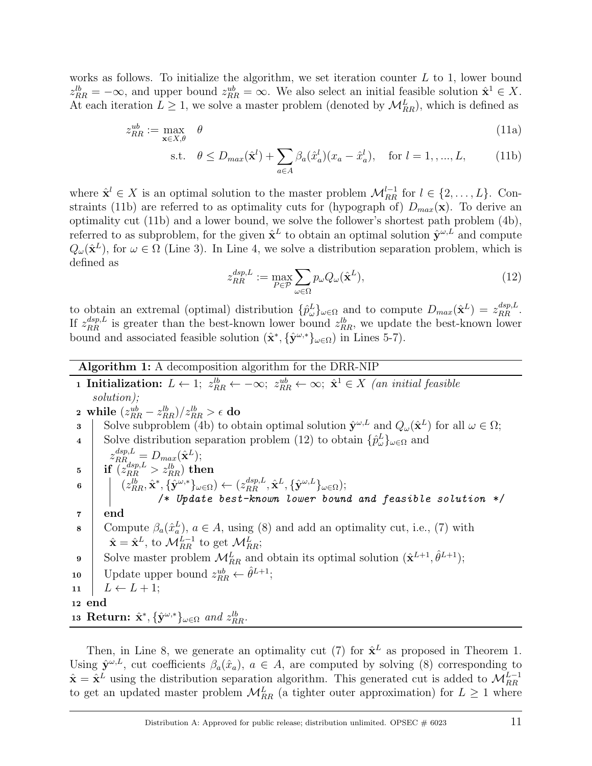works as follows. To initialize the algorithm, we set iteration counter $L$ to 1, lower bound $z^{lb}_{RR} = -\infty$, and upper bound $z^{ub}_{RR} = \infty$. We also select an initial feasible solution $\hat{\mathbf{x}}^1 \in X$. At each iteration $L \geq 1$, we solve a master problem (denoted by $\mathcal{M}^L_{RR}$), which is defined as

$$z^{ub}_{RR} := \max_{\mathbf{x}\in X, \theta} \quad \theta \tag{11a}$$

$$\text{s.t.} \quad \theta \leq D_{max}(\hat{\mathbf{x}}^l) + \sum_{a\in A} \beta_a(\hat{x}^l_a)(x_a - \hat{x}^l_a), \quad \text{for } l = 1, , ..., L, \tag{11b}$$

where $\hat{\mathbf{x}}^l \in X$ is an optimal solution to the master problem $\mathcal{M}^{l-1}_{RR}$ for $l \in \{2, \ldots, L\}$. Constraints (11b) are referred to as optimality cuts for (hypograph of) $D_{max}(\mathbf{x})$. To derive an optimality cut (11b) and a lower bound, we solve the follower's shortest path problem (4b), referred to as subproblem, for the given $\hat{\mathbf{x}}^L$ to obtain an optimal solution $\hat{\mathbf{y}}^{\omega,L}$ and compute $Q_\omega(\hat{\mathbf{x}}^L)$, for $\omega \in \Omega$ (Line 3). In Line 4, we solve a distribution separation problem, which is defined as

$$z^{dsp,L}_{RR} := \max_{P\in\mathcal{P}} \sum_{\omega\in\Omega} p_\omega Q_\omega(\hat{\mathbf{x}}^L), \tag{12}$$

to obtain an extremal (optimal) distribution $\{\hat{p}^L_\omega\}_{\omega\in\Omega}$ and to compute $D_{max}(\hat{\mathbf{x}}^L) = z^{dsp,L}_{RR}$. If $z^{dsp,L}_{RR}$ is greater than the best-known lower bound $z^{lb}_{RR}$, we update the best-known lower bound and associated feasible solution $(\hat{\mathbf{x}}^*, \{\hat{\mathbf{y}}^{\omega,*}\}_{\omega\in\Omega})$ in Lines 5-7).

**Algorithm 1:** A decomposition algorithm for the DRR-NIP

```
1  Initialization: L ← 1; z^lb_RR ← −∞; z^ub_RR ← ∞; x̂^1 ∈ X (an initial feasible
   solution);
2  while (z^ub_RR − z^lb_RR)/z^lb_RR > ε do
3      Solve subproblem (4b) to obtain optimal solution ŷ^{ω,L} and Q_ω(x̂^L) for all ω ∈ Ω;
4      Solve distribution separation problem (12) to obtain {p̂^L_ω}_{ω∈Ω} and
       z^{dsp,L}_RR = D_max(x̂^L);
5      if (z^{dsp,L}_RR > z^lb_RR) then
6          (z^lb_RR, x̂^*, {ŷ^{ω,*}}_{ω∈Ω}) ← (z^{dsp,L}_RR, x̂^L, {ŷ^{ω,L}}_{ω∈Ω});
               /* Update best-known lower bound and feasible solution */
7      end
8      Compute β_a(x̂^L_a), a ∈ A, using (8) and add an optimality cut, i.e., (7) with
       x̂ = x̂^L, to M^{L−1}_RR to get M^L_RR;
9      Solve master problem M^L_RR and obtain its optimal solution (x̂^{L+1}, θ̂^{L+1});
10     Update upper bound z^ub_RR ← θ̂^{L+1};
11     L ← L + 1;
12 end
13 Return: x̂^*, {ŷ^{ω,*}}_{ω∈Ω} and z^lb_RR.
```

Then, in Line 8, we generate an optimality cut (7) for $\hat{\mathbf{x}}^L$ as proposed in Theorem 1. Using $\hat{\mathbf{y}}^{\omega,L}$, cut coefficients $\beta_a(\hat{x}_a)$, $a \in A$, are computed by solving (8) corresponding to $\hat{\mathbf{x}} = \hat{\mathbf{x}}^L$ using the distribution separation algorithm. This generated cut is added to $\mathcal{M}^{L-1}_{RR}$ to get an updated master problem $\mathcal{M}^L_{RR}$ (a tighter outer approximation) for $L \geq 1$ where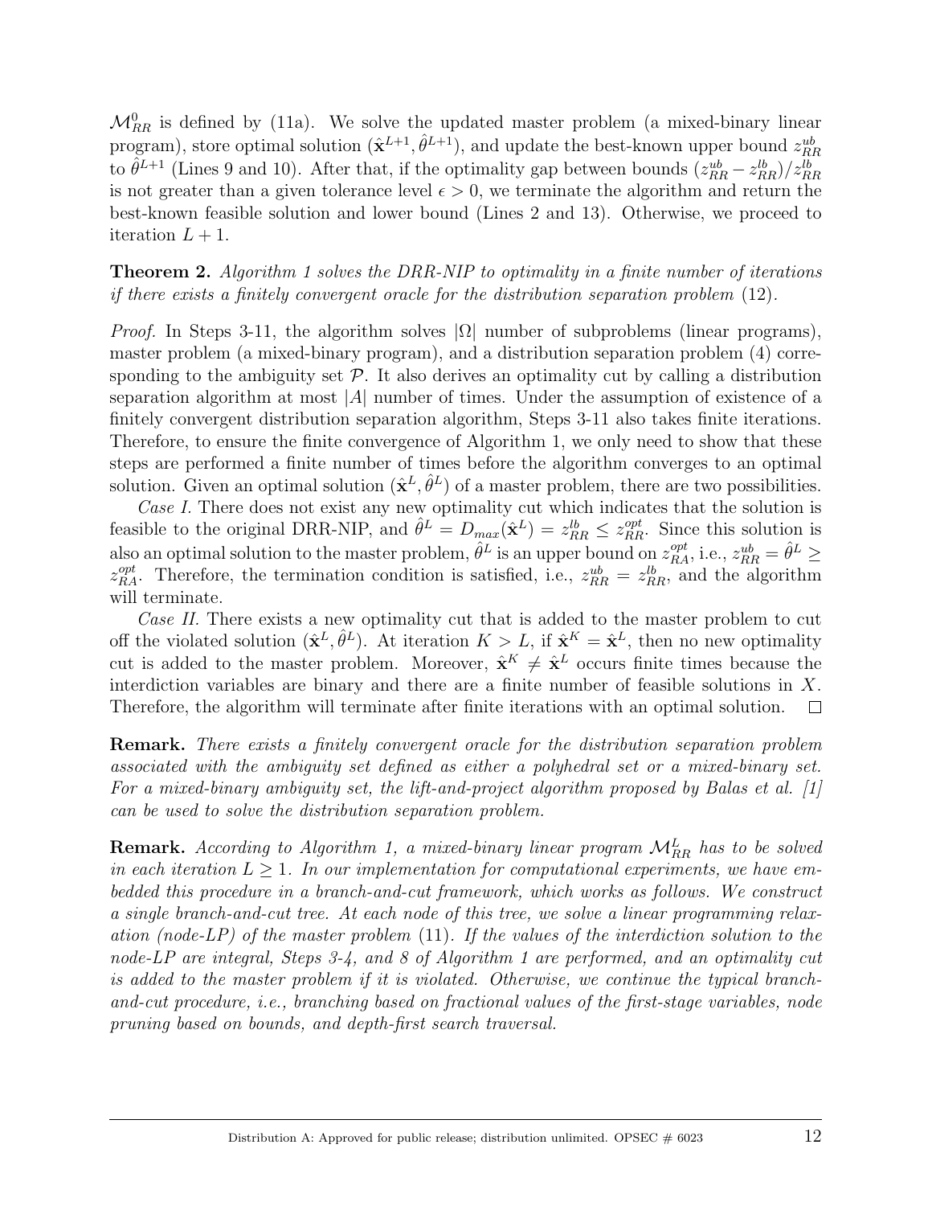$\mathcal{M}_{RR}^0$ is defined by (11a). We solve the updated master problem (a mixed-binary linear program), store optimal solution $(\hat{\mathbf{x}}^{L+1}, \hat{\theta}^{L+1})$, and update the best-known upper bound $z_{RR}^{ub}$ to $\hat{\theta}^{L+1}$ (Lines 9 and 10). After that, if the optimality gap between bounds $(z_{RR}^{ub} - z_{RR}^{lb})/z_{RR}^{lb}$ is not greater than a given tolerance level $\epsilon > 0$, we terminate the algorithm and return the best-known feasible solution and lower bound (Lines 2 and 13). Otherwise, we proceed to iteration $L + 1$.

**Theorem 2.** *Algorithm 1 solves the DRR-NIP to optimality in a finite number of iterations if there exists a finitely convergent oracle for the distribution separation problem* (12)*.*

*Proof.* In Steps 3-11, the algorithm solves $|\Omega|$ number of subproblems (linear programs), master problem (a mixed-binary program), and a distribution separation problem (4) corresponding to the ambiguity set $\mathcal{P}$. It also derives an optimality cut by calling a distribution separation algorithm at most $|A|$ number of times. Under the assumption of existence of a finitely convergent distribution separation algorithm, Steps 3-11 also takes finite iterations. Therefore, to ensure the finite convergence of Algorithm 1, we only need to show that these steps are performed a finite number of times before the algorithm converges to an optimal solution. Given an optimal solution $(\hat{\mathbf{x}}^L, \hat{\theta}^L)$ of a master problem, there are two possibilities.

*Case I.* There does not exist any new optimality cut which indicates that the solution is feasible to the original DRR-NIP, and $\hat{\theta}^L = D_{max}(\hat{\mathbf{x}}^L) = z_{RR}^{lb} \leq z_{RR}^{opt}$. Since this solution is also an optimal solution to the master problem, $\hat{\theta}^L$ is an upper bound on $z_{RA}^{opt}$, i.e., $z_{RR}^{ub} = \hat{\theta}^L \geq z_{RA}^{opt}$. Therefore, the termination condition is satisfied, i.e., $z_{RR}^{ub} = z_{RR}^{lb}$, and the algorithm will terminate.

*Case II.* There exists a new optimality cut that is added to the master problem to cut off the violated solution $(\hat{\mathbf{x}}^L, \hat{\theta}^L)$. At iteration $K > L$, if $\hat{\mathbf{x}}^K = \hat{\mathbf{x}}^L$, then no new optimality cut is added to the master problem. Moreover, $\hat{\mathbf{x}}^K \neq \hat{\mathbf{x}}^L$ occurs finite times because the interdiction variables are binary and there are a finite number of feasible solutions in $X$. Therefore, the algorithm will terminate after finite iterations with an optimal solution. $\square$

**Remark.** *There exists a finitely convergent oracle for the distribution separation problem associated with the ambiguity set defined as either a polyhedral set or a mixed-binary set. For a mixed-binary ambiguity set, the lift-and-project algorithm proposed by Balas et al. [1] can be used to solve the distribution separation problem.*

**Remark.** *According to Algorithm 1, a mixed-binary linear program $\mathcal{M}_{RR}^L$ has to be solved in each iteration $L \geq 1$. In our implementation for computational experiments, we have embedded this procedure in a branch-and-cut framework, which works as follows. We construct a single branch-and-cut tree. At each node of this tree, we solve a linear programming relaxation (node-LP) of the master problem* (11)*. If the values of the interdiction solution to the node-LP are integral, Steps 3-4, and 8 of Algorithm 1 are performed, and an optimality cut is added to the master problem if it is violated. Otherwise, we continue the typical branch-and-cut procedure, i.e., branching based on fractional values of the first-stage variables, node pruning based on bounds, and depth-first search traversal.*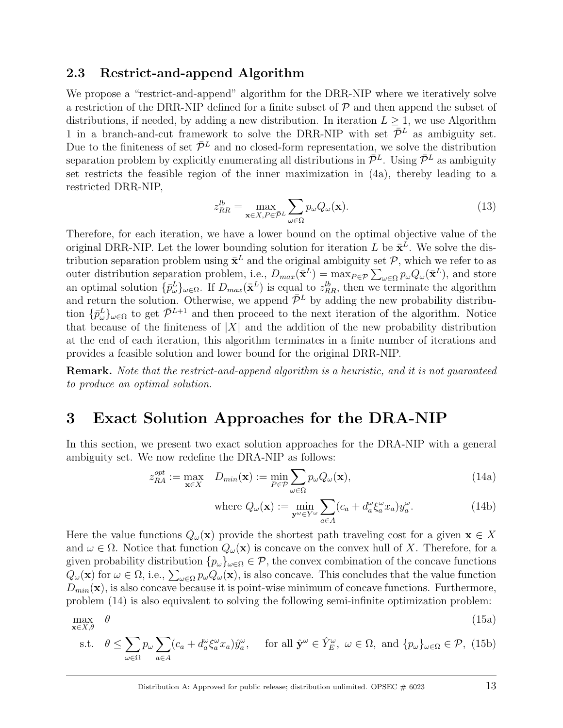### 2.3 Restrict-and-append Algorithm

We propose a "restrict-and-append" algorithm for the DRR-NIP where we iteratively solve a restriction of the DRR-NIP defined for a finite subset of $\mathcal{P}$ and then append the subset of distributions, if needed, by adding a new distribution. In iteration $L \geq 1$, we use Algorithm 1 in a branch-and-cut framework to solve the DRR-NIP with set $\bar{\mathcal{P}}^L$ as ambiguity set. Due to the finiteness of set $\bar{\mathcal{P}}^L$ and no closed-form representation, we solve the distribution separation problem by explicitly enumerating all distributions in $\bar{\mathcal{P}}^L$. Using $\bar{\mathcal{P}}^L$ as ambiguity set restricts the feasible region of the inner maximization in (4a), thereby leading to a restricted DRR-NIP,

$$z_{RR}^{lb} = \max_{\mathbf{x} \in X, P \in \bar{\mathcal{P}}^L} \sum_{\omega \in \Omega} p_\omega Q_\omega(\mathbf{x}). \tag{13}$$

Therefore, for each iteration, we have a lower bound on the optimal objective value of the original DRR-NIP. Let the lower bounding solution for iteration $L$ be $\bar{\mathbf{x}}^L$. We solve the distribution separation problem using $\bar{\mathbf{x}}^L$ and the original ambiguity set $\mathcal{P}$, which we refer to as outer distribution separation problem, i.e., $D_{max}(\bar{\mathbf{x}}^L) = \max_{P \in \mathcal{P}} \sum_{\omega \in \Omega} p_\omega Q_\omega(\bar{\mathbf{x}}^L)$, and store an optimal solution $\{\bar{p}_\omega^L\}_{\omega \in \Omega}$. If $D_{max}(\bar{\mathbf{x}}^L)$ is equal to $z_{RR}^{lb}$, then we terminate the algorithm and return the solution. Otherwise, we append $\bar{\mathcal{P}}^L$ by adding the new probability distribution $\{\bar{p}_\omega^L\}_{\omega \in \Omega}$ to get $\bar{\mathcal{P}}^{L+1}$ and then proceed to the next iteration of the algorithm. Notice that because of the finiteness of $|X|$ and the addition of the new probability distribution at the end of each iteration, this algorithm terminates in a finite number of iterations and provides a feasible solution and lower bound for the original DRR-NIP.

**Remark.** *Note that the restrict-and-append algorithm is a heuristic, and it is not guaranteed to produce an optimal solution.*

# 3 Exact Solution Approaches for the DRA-NIP

In this section, we present two exact solution approaches for the DRA-NIP with a general ambiguity set. We now redefine the DRA-NIP as follows:

$$z_{RA}^{opt} := \max_{\mathbf{x} \in X} \quad D_{min}(\mathbf{x}) := \min_{P \in \mathcal{P}} \sum_{\omega \in \Omega} p_\omega Q_\omega(\mathbf{x}), \tag{14a}$$

$$\text{where } Q_\omega(\mathbf{x}) := \min_{\mathbf{y}^\omega \in Y^\omega} \sum_{a \in A} (c_a + d_a^\omega \xi_a^\omega x_a) y_a^\omega. \tag{14b}$$

Here the value functions $Q_\omega(\mathbf{x})$ provide the shortest path traveling cost for a given $\mathbf{x} \in X$ and $\omega \in \Omega$. Notice that function $Q_\omega(\mathbf{x})$ is concave on the convex hull of $X$. Therefore, for a given probability distribution $\{p_\omega\}_{\omega \in \Omega} \in \mathcal{P}$, the convex combination of the concave functions $Q_\omega(\mathbf{x})$ for $\omega \in \Omega$, i.e., $\sum_{\omega \in \Omega} p_\omega Q_\omega(\mathbf{x})$, is also concave. This concludes that the value function $D_{min}(\mathbf{x})$, is also concave because it is point-wise minimum of concave functions. Furthermore, problem (14) is also equivalent to solving the following semi-infinite optimization problem:

$$\max_{\mathbf{x} \in X, \theta} \quad \theta \tag{15a}$$

$$\text{s.t.} \quad \theta \leq \sum_{\omega \in \Omega} p_\omega \sum_{a \in A} (c_a + d_a^\omega \xi_a^\omega x_a) \hat{y}_a^\omega, \quad \text{for all } \hat{\mathbf{y}}^\omega \in \hat{Y}_E^\omega,\ \omega \in \Omega, \text{ and } \{p_\omega\}_{\omega \in \Omega} \in \mathcal{P}, \tag{15b}$$

Distribution A: Approved for public release; distribution unlimited. OPSEC # 6023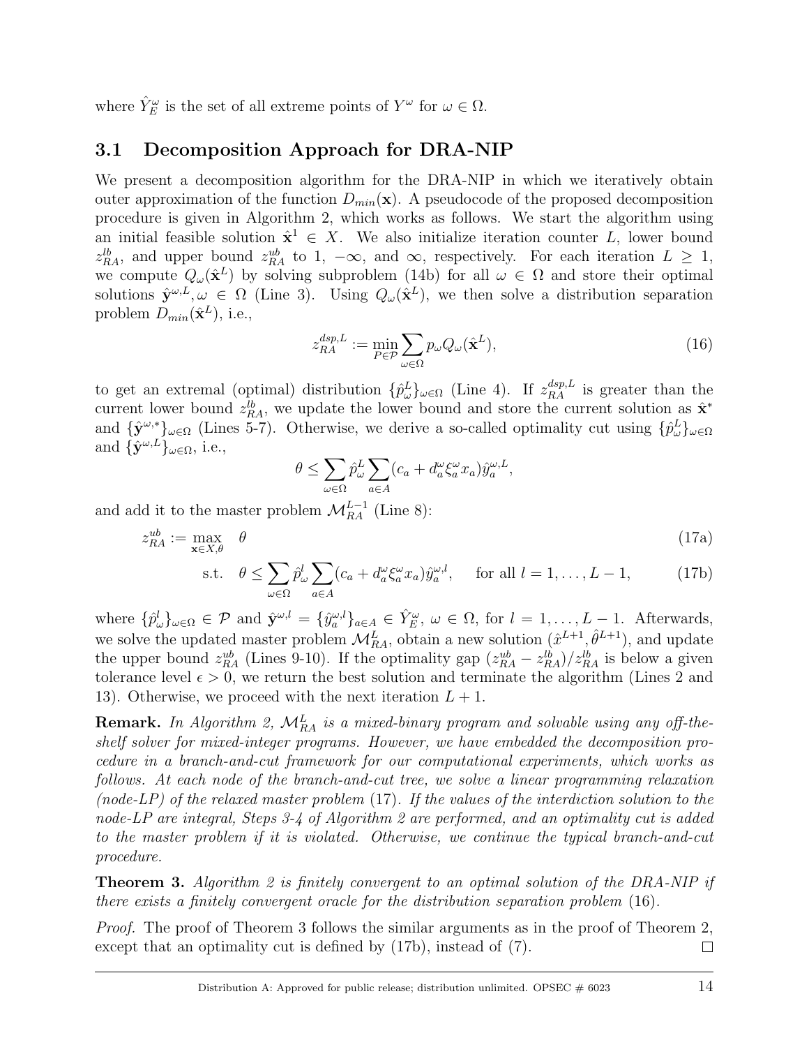where $\hat{Y}_E^\omega$ is the set of all extreme points of $Y^\omega$ for $\omega \in \Omega$.

### 3.1 Decomposition Approach for DRA-NIP

We present a decomposition algorithm for the DRA-NIP in which we iteratively obtain outer approximation of the function $D_{min}(\mathbf{x})$. A pseudocode of the proposed decomposition procedure is given in Algorithm 2, which works as follows. We start the algorithm using an initial feasible solution $\hat{\mathbf{x}}^1 \in X$. We also initialize iteration counter $L$, lower bound $z_{RA}^{lb}$, and upper bound $z_{RA}^{ub}$ to 1, $-\infty$, and $\infty$, respectively. For each iteration $L \geq 1$, we compute $Q_\omega(\hat{\mathbf{x}}^L)$ by solving subproblem (14b) for all $\omega \in \Omega$ and store their optimal solutions $\hat{\mathbf{y}}^{\omega,L}, \omega \in \Omega$ (Line 3). Using $Q_\omega(\hat{\mathbf{x}}^L)$, we then solve a distribution separation problem $D_{min}(\hat{\mathbf{x}}^L)$, i.e.,

$$z_{RA}^{dsp,L} := \min_{P \in \mathcal{P}} \sum_{\omega \in \Omega} p_\omega Q_\omega(\hat{\mathbf{x}}^L), \tag{16}$$

to get an extremal (optimal) distribution $\{\hat{p}_\omega^L\}_{\omega \in \Omega}$ (Line 4). If $z_{RA}^{dsp,L}$ is greater than the current lower bound $z_{RA}^{lb}$, we update the lower bound and store the current solution as $\hat{\mathbf{x}}^*$ and $\{\hat{\mathbf{y}}^{\omega,*}\}_{\omega \in \Omega}$ (Lines 5-7). Otherwise, we derive a so-called optimality cut using $\{\hat{p}_\omega^L\}_{\omega \in \Omega}$ and $\{\hat{\mathbf{y}}^{\omega,L}\}_{\omega \in \Omega}$, i.e.,

$$\theta \leq \sum_{\omega \in \Omega} \hat{p}_\omega^L \sum_{a \in A} (c_a + d_a^\omega \xi_a^\omega x_a) \hat{y}_a^{\omega,L},$$

and add it to the master problem $\mathcal{M}_{RA}^{L-1}$ (Line 8):

$$z_{RA}^{ub} := \max_{\mathbf{x} \in X, \theta} \quad \theta \tag{17a}$$

$$\text{s.t.} \quad \theta \leq \sum_{\omega \in \Omega} \hat{p}_\omega^l \sum_{a \in A} (c_a + d_a^\omega \xi_a^\omega x_a) \hat{y}_a^{\omega,l}, \quad \text{for all } l = 1, \ldots, L-1, \tag{17b}$$

where $\{\hat{p}_\omega^l\}_{\omega \in \Omega} \in \mathcal{P}$ and $\hat{\mathbf{y}}^{\omega,l} = \{\hat{y}_a^{\omega,l}\}_{a \in A} \in \hat{Y}_E^\omega$, $\omega \in \Omega$, for $l = 1, \ldots, L-1$. Afterwards, we solve the updated master problem $\mathcal{M}_{RA}^L$, obtain a new solution $(\hat{x}^{L+1}, \hat{\theta}^{L+1})$, and update the upper bound $z_{RA}^{ub}$ (Lines 9-10). If the optimality gap $(z_{RA}^{ub} - z_{RA}^{lb})/z_{RA}^{lb}$ is below a given tolerance level $\epsilon > 0$, we return the best solution and terminate the algorithm (Lines 2 and 13). Otherwise, we proceed with the next iteration $L+1$.

**Remark.** *In Algorithm 2, $\mathcal{M}_{RA}^L$ is a mixed-binary program and solvable using any off-the-shelf solver for mixed-integer programs. However, we have embedded the decomposition procedure in a branch-and-cut framework for our computational experiments, which works as follows. At each node of the branch-and-cut tree, we solve a linear programming relaxation (node-LP) of the relaxed master problem* (17). *If the values of the interdiction solution to the node-LP are integral, Steps 3-4 of Algorithm 2 are performed, and an optimality cut is added to the master problem if it is violated. Otherwise, we continue the typical branch-and-cut procedure.*

**Theorem 3.** *Algorithm 2 is finitely convergent to an optimal solution of the DRA-NIP if there exists a finitely convergent oracle for the distribution separation problem* (16).

*Proof.* The proof of Theorem 3 follows the similar arguments as in the proof of Theorem 2, except that an optimality cut is defined by (17b), instead of (7). □

Distribution A: Approved for public release; distribution unlimited. OPSEC # 6023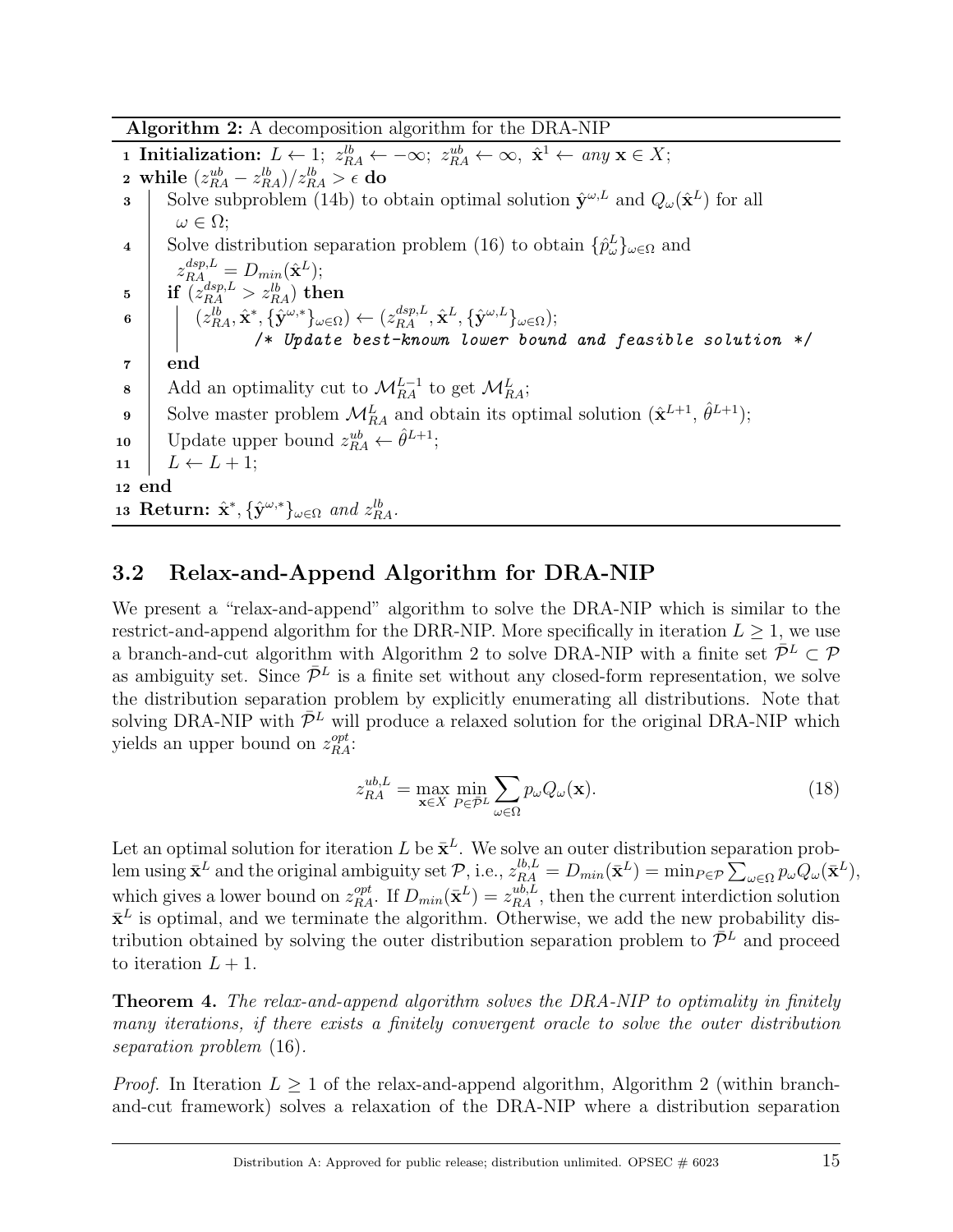**Algorithm 2:** A decomposition algorithm for the DRA-NIP

```
1  Initialization: L ← 1; z_RA^lb ← −∞; z_RA^ub ← ∞, x̂^1 ← any x ∈ X;
2  while (z_RA^ub − z_RA^lb)/z_RA^lb > ε do
3      Solve subproblem (14b) to obtain optimal solution ŷ^{ω,L} and Q_ω(x̂^L) for all
       ω ∈ Ω;
4      Solve distribution separation problem (16) to obtain {p̂_ω^L}_{ω∈Ω} and
       z_RA^{dsp,L} = D_min(x̂^L);
5      if (z_RA^{dsp,L} > z_RA^lb) then
6          (z_RA^lb, x̂*, {ŷ^{ω,*}}_{ω∈Ω}) ← (z_RA^{dsp,L}, x̂^L, {ŷ^{ω,L}}_{ω∈Ω});
                  /* Update best-known lower bound and feasible solution */
7      end
8      Add an optimality cut to M_RA^{L−1} to get M_RA^L;
9      Solve master problem M_RA^L and obtain its optimal solution (x̂^{L+1}, θ̂^{L+1});
10     Update upper bound z_RA^ub ← θ̂^{L+1};
11     L ← L + 1;
12 end
13 Return: x̂*, {ŷ^{ω,*}}_{ω∈Ω} and z_RA^lb.
```

## 3.2 Relax-and-Append Algorithm for DRA-NIP

We present a "relax-and-append" algorithm to solve the DRA-NIP which is similar to the restrict-and-append algorithm for the DRR-NIP. More specifically in iteration $L \geq 1$, we use a branch-and-cut algorithm with Algorithm 2 to solve DRA-NIP with a finite set $\bar{\mathcal{P}}^L \subset \mathcal{P}$ as ambiguity set. Since $\bar{\mathcal{P}}^L$ is a finite set without any closed-form representation, we solve the distribution separation problem by explicitly enumerating all distributions. Note that solving DRA-NIP with $\bar{\mathcal{P}}^L$ will produce a relaxed solution for the original DRA-NIP which yields an upper bound on $z_{RA}^{opt}$:

$$z_{RA}^{ub,L} = \max_{\mathbf{x} \in X} \min_{P \in \bar{\mathcal{P}}^L} \sum_{\omega \in \Omega} p_\omega Q_\omega(\mathbf{x}). \tag{18}$$

Let an optimal solution for iteration $L$ be $\bar{\mathbf{x}}^L$. We solve an outer distribution separation problem using $\bar{\mathbf{x}}^L$ and the original ambiguity set $\mathcal{P}$, i.e., $z_{RA}^{lb,L} = D_{min}(\bar{\mathbf{x}}^L) = \min_{P \in \mathcal{P}} \sum_{\omega \in \Omega} p_\omega Q_\omega(\bar{\mathbf{x}}^L)$, which gives a lower bound on $z_{RA}^{opt}$. If $D_{min}(\bar{\mathbf{x}}^L) = z_{RA}^{ub,L}$, then the current interdiction solution $\bar{\mathbf{x}}^L$ is optimal, and we terminate the algorithm. Otherwise, we add the new probability distribution obtained by solving the outer distribution separation problem to $\bar{\mathcal{P}}^L$ and proceed to iteration $L + 1$.

**Theorem 4.** *The relax-and-append algorithm solves the DRA-NIP to optimality in finitely many iterations, if there exists a finitely convergent oracle to solve the outer distribution separation problem* (16)*.*

*Proof.* In Iteration $L \geq 1$ of the relax-and-append algorithm, Algorithm 2 (within branch-and-cut framework) solves a relaxation of the DRA-NIP where a distribution separation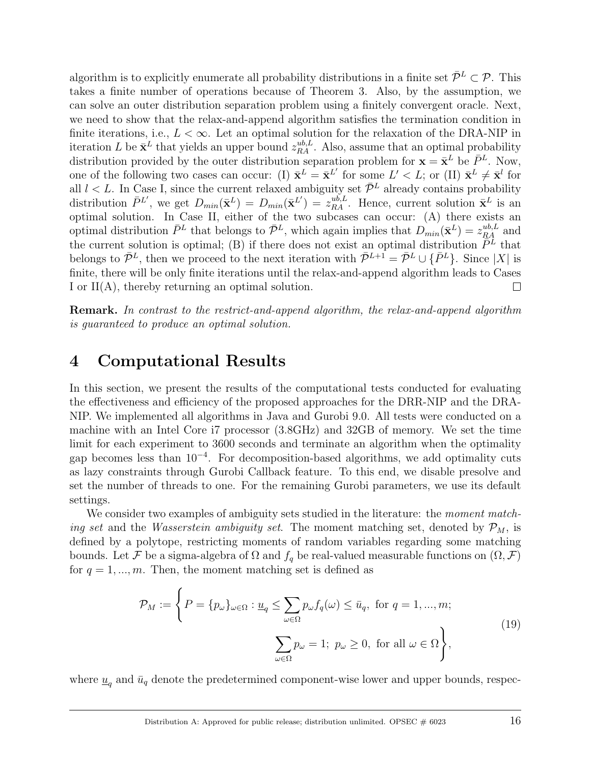algorithm is to explicitly enumerate all probability distributions in a finite set $\bar{\mathcal{P}}^L \subset \mathcal{P}$. This takes a finite number of operations because of Theorem 3. Also, by the assumption, we can solve an outer distribution separation problem using a finitely convergent oracle. Next, we need to show that the relax-and-append algorithm satisfies the termination condition in finite iterations, i.e., $L < \infty$. Let an optimal solution for the relaxation of the DRA-NIP in iteration $L$ be $\bar{\mathbf{x}}^L$ that yields an upper bound $z_{RA}^{ub,L}$. Also, assume that an optimal probability distribution provided by the outer distribution separation problem for $\mathbf{x} = \bar{\mathbf{x}}^L$ be $\bar{P}^L$. Now, one of the following two cases can occur: (I) $\bar{\mathbf{x}}^L = \bar{\mathbf{x}}^{L'}$ for some $L' < L$; or (II) $\bar{\mathbf{x}}^L \neq \bar{\mathbf{x}}^l$ for all $l < L$. In Case I, since the current relaxed ambiguity set $\bar{\mathcal{P}}^L$ already contains probability distribution $\bar{P}^{L'}$, we get $D_{min}(\bar{\mathbf{x}}^L) = D_{min}(\bar{\mathbf{x}}^{L'}) = z_{RA}^{ub,L}$. Hence, current solution $\bar{\mathbf{x}}^L$ is an optimal solution. In Case II, either of the two subcases can occur: (A) there exists an optimal distribution $\bar{P}^L$ that belongs to $\bar{\mathcal{P}}^L$, which again implies that $D_{min}(\bar{\mathbf{x}}^L) = z_{RA}^{ub,L}$ and the current solution is optimal; (B) if there does not exist an optimal distribution $\bar{P}^L$ that belongs to $\bar{\mathcal{P}}^L$, then we proceed to the next iteration with $\bar{\mathcal{P}}^{L+1} = \bar{\mathcal{P}}^L \cup \{\bar{P}^L\}$. Since $|X|$ is finite, there will be only finite iterations until the relax-and-append leads to Cases I or II(A), thereby returning an optimal solution. □

**Remark.** *In contrast to the restrict-and-append algorithm, the relax-and-append algorithm is guaranteed to produce an optimal solution.*

# 4 Computational Results

In this section, we present the results of the computational tests conducted for evaluating the effectiveness and efficiency of the proposed approaches for the DRR-NIP and the DRA-NIP. We implemented all algorithms in Java and Gurobi 9.0. All tests were conducted on a machine with an Intel Core i7 processor (3.8GHz) and 32GB of memory. We set the time limit for each experiment to 3600 seconds and terminate an algorithm when the optimality gap becomes less than $10^{-4}$. For decomposition-based algorithms, we add optimality cuts as lazy constraints through Gurobi Callback feature. To this end, we disable presolve and set the number of threads to one. For the remaining Gurobi parameters, we use its default settings.

We consider two examples of ambiguity sets studied in the literature: the *moment matching set* and the *Wasserstein ambiguity set*. The moment matching set, denoted by $\mathcal{P}_M$, is defined by a polytope, restricting moments of random variables regarding some matching bounds. Let $\mathcal{F}$ be a sigma-algebra of $\Omega$ and $f_q$ be real-valued measurable functions on $(\Omega, \mathcal{F})$ for $q = 1, ..., m$. Then, the moment matching set is defined as

$$\mathcal{P}_M := \left\{ P = \{p_\omega\}_{\omega \in \Omega} : \underline{u}_q \leq \sum_{\omega \in \Omega} p_\omega f_q(\omega) \leq \bar{u}_q, \text{ for } q = 1, ..., m; \right.$$
$$\left. \sum_{\omega \in \Omega} p_\omega = 1; \; p_\omega \geq 0, \text{ for all } \omega \in \Omega \right\}, \tag{19}$$

where $\underline{u}_q$ and $\bar{u}_q$ denote the predetermined component-wise lower and upper bounds, respec-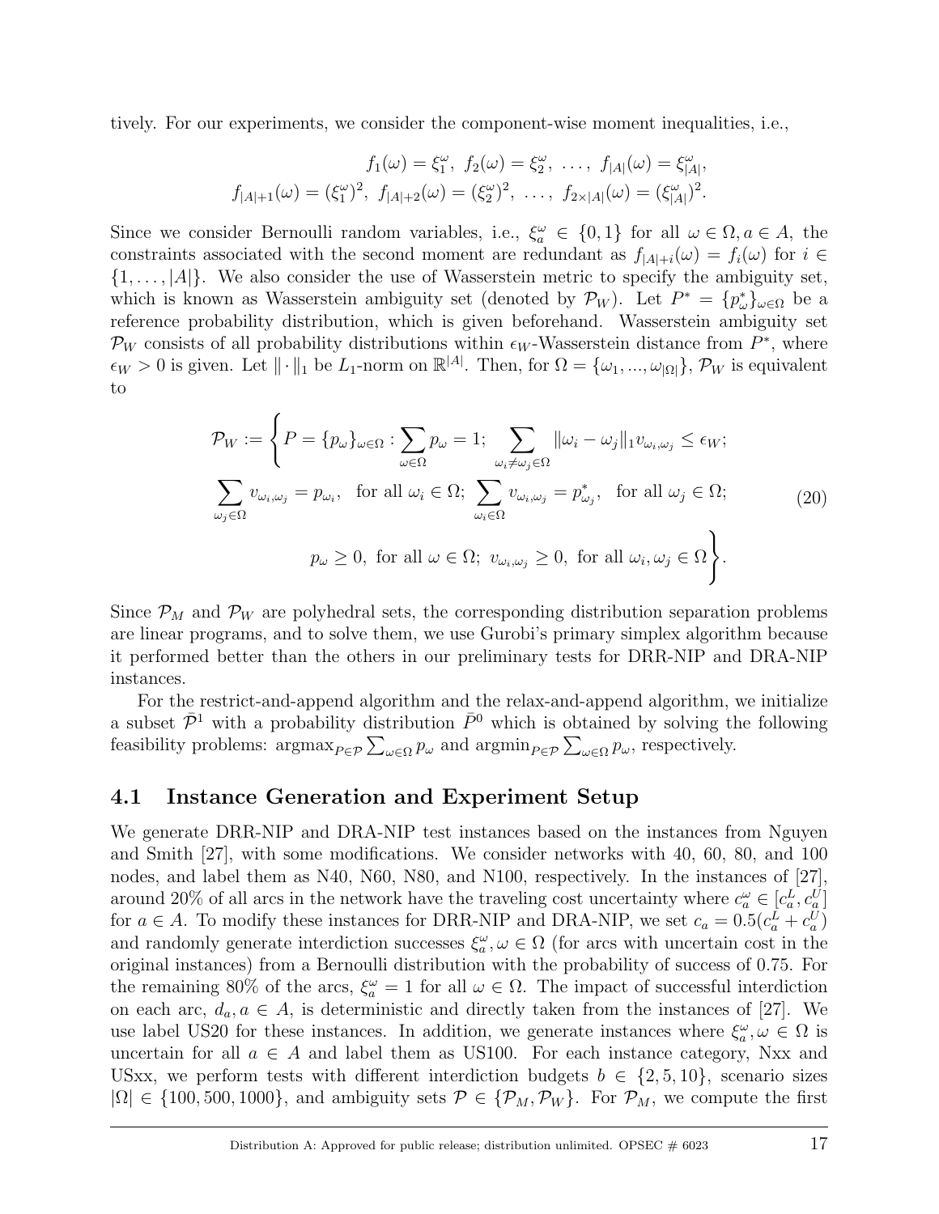tively. For our experiments, we consider the component-wise moment inequalities, i.e.,

$$
f_1(\omega) = \xi_1^\omega,\ f_2(\omega) = \xi_2^\omega,\ \ldots,\ f_{|A|}(\omega) = \xi_{|A|}^\omega,
$$
$$
f_{|A|+1}(\omega) = (\xi_1^\omega)^2,\ f_{|A|+2}(\omega) = (\xi_2^\omega)^2,\ \ldots,\ f_{2\times|A|}(\omega) = (\xi_{|A|}^\omega)^2.
$$

Since we consider Bernoulli random variables, i.e., $\xi_a^\omega \in \{0,1\}$ for all $\omega \in \Omega, a \in A$, the constraints associated with the second moment are redundant as $f_{|A|+i}(\omega) = f_i(\omega)$ for $i \in \{1,\ldots,|A|\}$. We also consider the use of Wasserstein metric to specify the ambiguity set, which is known as Wasserstein ambiguity set (denoted by $\mathcal{P}_W$). Let $P^* = \{p_\omega^*\}_{\omega\in\Omega}$ be a reference probability distribution, which is given beforehand. Wasserstein ambiguity set $\mathcal{P}_W$ consists of all probability distributions within $\epsilon_W$-Wasserstein distance from $P^*$, where $\epsilon_W > 0$ is given. Let $\|\cdot\|_1$ be $L_1$-norm on $\mathbb{R}^{|A|}$. Then, for $\Omega = \{\omega_1, ..., \omega_{|\Omega|}\}$, $\mathcal{P}_W$ is equivalent to

$$
\begin{aligned}
\mathcal{P}_W := \Bigg\{ P = \{p_\omega\}_{\omega\in\Omega} : \sum_{\omega\in\Omega} p_\omega = 1;\ \sum_{\omega_i \neq \omega_j \in \Omega} \|\omega_i - \omega_j\|_1 v_{\omega_i,\omega_j} \le \epsilon_W; \\
\sum_{\omega_j\in\Omega} v_{\omega_i,\omega_j} = p_{\omega_i}, \quad \text{for all } \omega_i \in \Omega;\ \sum_{\omega_i\in\Omega} v_{\omega_i,\omega_j} = p^*_{\omega_j}, \quad \text{for all } \omega_j \in \Omega; \\
p_\omega \ge 0, \text{ for all } \omega \in \Omega;\ v_{\omega_i,\omega_j} \ge 0, \text{ for all } \omega_i, \omega_j \in \Omega \Bigg\}.
\end{aligned} \tag{20}
$$

Since $\mathcal{P}_M$ and $\mathcal{P}_W$ are polyhedral sets, the corresponding distribution separation problems are linear programs, and to solve them, we use Gurobi's primary simplex algorithm because it performed better than the others in our preliminary tests for DRR-NIP and DRA-NIP instances.

For the restrict-and-append algorithm and the relax-and-append algorithm, we initialize a subset $\bar{\mathcal{P}}^1$ with a probability distribution $\bar{P}^0$ which is obtained by solving the following feasibility problems: $\text{argmax}_{P\in\mathcal{P}} \sum_{\omega\in\Omega} p_\omega$ and $\text{argmin}_{P\in\mathcal{P}} \sum_{\omega\in\Omega} p_\omega$, respectively.

## 4.1 Instance Generation and Experiment Setup

We generate DRR-NIP and DRA-NIP test instances based on the instances from Nguyen and Smith [27], with some modifications. We consider networks with 40, 60, 80, and 100 nodes, and label them as N40, N60, N80, and N100, respectively. In the instances of [27], around 20% of all arcs in the network have the traveling cost uncertainty where $c_a^\omega \in [c_a^L, c_a^U]$ for $a \in A$. To modify these instances for DRR-NIP and DRA-NIP, we set $c_a = 0.5(c_a^L + c_a^U)$ and randomly generate interdiction successes $\xi_a^\omega, \omega \in \Omega$ (for arcs with uncertain cost in the original instances) from a Bernoulli distribution with the probability of success of 0.75. For the remaining 80% of the arcs, $\xi_a^\omega = 1$ for all $\omega \in \Omega$. The impact of successful interdiction on each arc, $d_a, a \in A$, is deterministic and directly taken from the instances of [27]. We use label US20 for these instances. In addition, we generate instances where $\xi_a^\omega, \omega \in \Omega$ is uncertain for all $a \in A$ and label them as US100. For each instance category, Nxx and USxx, we perform tests with different interdiction budgets $b \in \{2, 5, 10\}$, scenario sizes $|\Omega| \in \{100, 500, 1000\}$, and ambiguity sets $\mathcal{P} \in \{\mathcal{P}_M, \mathcal{P}_W\}$. For $\mathcal{P}_M$, we compute the first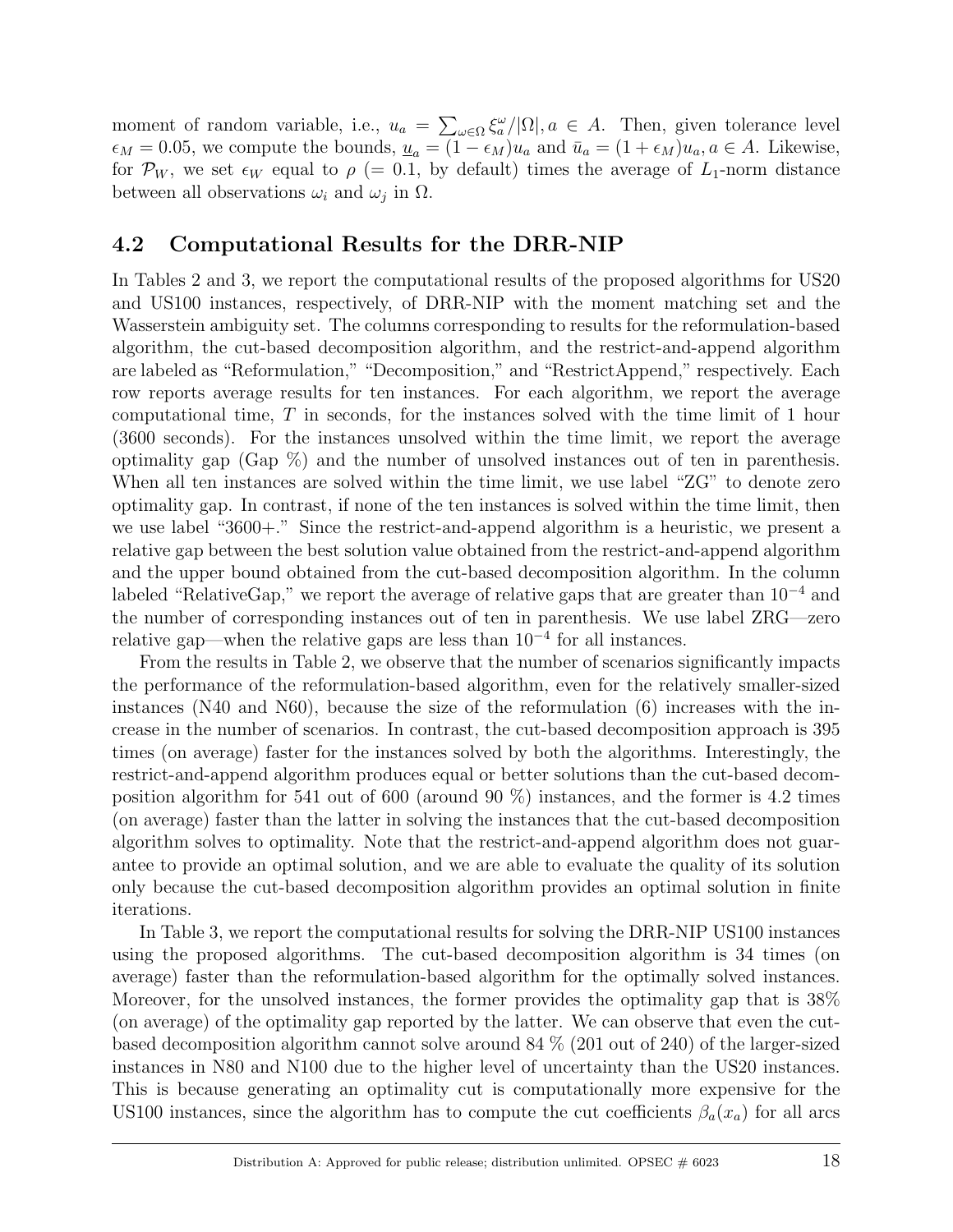moment of random variable, i.e., $u_a = \sum_{\omega \in \Omega} \xi_a^\omega / |\Omega|, a \in A$. Then, given tolerance level $\epsilon_M = 0.05$, we compute the bounds, $\underline{u}_a = (1 - \epsilon_M) u_a$ and $\bar{u}_a = (1 + \epsilon_M) u_a, a \in A$. Likewise, for $\mathcal{P}_W$, we set $\epsilon_W$ equal to $\rho$ (= 0.1, by default) times the average of $L_1$-norm distance between all observations $\omega_i$ and $\omega_j$ in $\Omega$.

## 4.2 Computational Results for the DRR-NIP

In Tables 2 and 3, we report the computational results of the proposed algorithms for US20 and US100 instances, respectively, of DRR-NIP with the moment matching set and the Wasserstein ambiguity set. The columns corresponding to results for the reformulation-based algorithm, the cut-based decomposition algorithm, and the restrict-and-append algorithm are labeled as "Reformulation," "Decomposition," and "RestrictAppend," respectively. Each row reports average results for ten instances. For each algorithm, we report the average computational time, $T$ in seconds, for the instances solved with the time limit of 1 hour (3600 seconds). For the instances unsolved within the time limit, we report the average optimality gap (Gap %) and the number of unsolved instances out of ten in parenthesis. When all ten instances are solved within the time limit, we use label "ZG" to denote zero optimality gap. In contrast, if none of the ten instances is solved within the time limit, then we use label "3600+." Since the restrict-and-append algorithm is a heuristic, we present a relative gap between the best solution value obtained from the restrict-and-append algorithm and the upper bound obtained from the cut-based decomposition algorithm. In the column labeled "RelativeGap," we report the average of relative gaps that are greater than $10^{-4}$ and the number of corresponding instances out of ten in parenthesis. We use label ZRG—zero relative gap—when the relative gaps are less than $10^{-4}$ for all instances.

From the results in Table 2, we observe that the number of scenarios significantly impacts the performance of the reformulation-based algorithm, even for the relatively smaller-sized instances (N40 and N60), because the size of the reformulation (6) increases with the increase in the number of scenarios. In contrast, the cut-based decomposition approach is 395 times (on average) faster for the instances solved by both the algorithms. Interestingly, the restrict-and-append algorithm produces equal or better solutions than the cut-based decomposition algorithm for 541 out of 600 (around 90 %) instances, and the former is 4.2 times (on average) faster than the latter in solving the instances that the cut-based decomposition algorithm solves to optimality. Note that the restrict-and-append algorithm does not guarantee to provide an optimal solution, and we are able to evaluate the quality of its solution only because the cut-based decomposition algorithm provides an optimal solution in finite iterations.

In Table 3, we report the computational results for solving the DRR-NIP US100 instances using the proposed algorithms. The cut-based decomposition algorithm is 34 times (on average) faster than the reformulation-based algorithm for the optimally solved instances. Moreover, for the unsolved instances, the former provides the optimality gap that is 38% (on average) of the optimality gap reported by the latter. We can observe that even the cut-based decomposition algorithm cannot solve around 84 % (201 out of 240) of the larger-sized instances in N80 and N100 due to the higher level of uncertainty than the US20 instances. This is because generating an optimality cut is computationally more expensive for the US100 instances, since the algorithm has to compute the cut coefficients $\beta_a(x_a)$ for all arcs

Distribution A: Approved for public release; distribution unlimited. OPSEC # 6023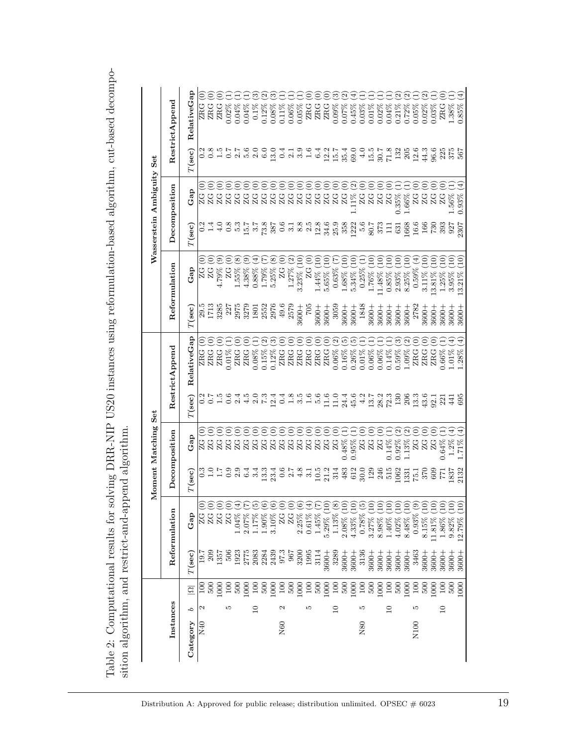Table 2: Computational results for solving DRR-NIP US20 instances using reformulation-based algorithm, cut-based decomposition algorithm, and restrict-and-append algorithm.

| Instances | | | Moment Matching Set | | | | | | Wasserstein Ambiguity Set | | | | | |
|---|---|---|---|---|---|---|---|---|---|---|---|---|---|---|
| | | | Reformulation | | Decomposition | | RestrictAppend | | Reformulation | | Decomposition | | RestrictAppend | |
| Category | $b$ | $\|\Omega\|$ | $T$(sec) | Gap | $T$(sec) | Gap | $T$(sec) | RelativeGap | $T$(sec) | Gap | $T$(sec) | Gap | $T$(sec) | RelativeGap |
| N40 | 2 | 100 | 19.7 | ZG (0) | 0.3 | ZG (0) | 0.2 | ZRG (0) | 29.5 | ZG (0) | 0.2 | ZG (0) | 0.2 | ZRG (0) |
| | | 500 | 209 | ZG (0) | 1.0 | ZG (0) | 0.7 | ZRG (0) | 1713 | ZG (0) | 1.4 | ZG (0) | 0.8 | ZRG (0) |
| | | 1000 | 1357 | ZG (0) | 1.7 | ZG (0) | 1.5 | ZRG (0) | 3285 | 4.79% (9) | 4.0 | ZG (0) | 1.5 | ZRG (0) |
| | 5 | 100 | 506 | ZG (0) | 0.9 | ZG (0) | 0.6 | 0.01% (1) | 227 | ZG (0) | 0.8 | ZG (0) | 0.7 | 0.02% (1) |
| | | 500 | 1923 | 1.04% (4) | 2.9 | ZG (0) | 2.4 | ZRG (0) | 2975 | 1.55% (8) | 5.3 | ZG (0) | 2.7 | 0.04% (1) |
| | | 1000 | 2775 | 2.07% (7) | 6.4 | ZG (0) | 4.5 | ZRG (0) | 3279 | 4.38% (9) | 15.7 | ZG (0) | 5.6 | 0.04% (1) |
| | 10 | 100 | 2083 | 1.17% (5) | 3.4 | ZG (0) | 2.0 | 0.08% (1) | 1801 | 0.88% (4) | 3.7 | ZG (0) | 2.0 | 0.1% (3) |
| | | 500 | 2284 | 1.90% (6) | 13.3 | ZG (0) | 7.3 | 0.15% (2) | 2552 | 1.79% (7) | 73.8 | ZG (0) | 6.0 | 0.12% (2) |
| | | 1000 | 2439 | 3.10% (6) | 23.4 | ZG (0) | 12.4 | 0.12% (3) | 2976 | 5.25% (8) | 387 | ZG (0) | 13.0 | 0.08% (3) |
| N60 | 2 | 100 | 97.3 | ZG (0) | 0.6 | ZG (0) | 0.4 | ZRG (0) | 49.6 | ZG (0) | 0.6 | ZG (0) | 0.4 | 0.11% (1) |
| | | 500 | 967 | ZG (0) | 2.7 | ZG (0) | 1.8 | ZRG (0) | 2579 | 1.27% (2) | 3.1 | ZG (0) | 2.1 | 0.06% (1) |
| | | 1000 | 3200 | 2.25% (6) | 4.8 | ZG (0) | 3.5 | ZRG (0) | 3600+ | 3.23% (10) | 8.8 | ZG (0) | 3.9 | 0.05% (1) |
| | 5 | 100 | 1995 | 0.61% (4) | 3.1 | ZG (0) | 1.6 | ZRG (0) | 705 | ZG (0) | 2.5 | ZG (0) | 1.6 | ZRG (0) |
| | | 500 | 3114 | 1.45% (7) | 10.5 | ZG (0) | 5.6 | ZRG (0) | 3600+ | 1.44% (10) | 12.8 | ZG (0) | 6.4 | ZRG (0) |
| | | 1000 | 3600+ | 5.29% (10) | 21.2 | ZG (0) | 11.6 | ZRG (0) | 3600+ | 5.65% (10) | 34.6 | ZG (0) | 12.2 | ZRG (0) |
| | 10 | 100 | 3289 | 1.13% (8) | 314 | ZG (0) | 11.0 | 0.06% (2) | 3059 | 0.63% (7) | 25.9 | ZG (0) | 15.7 | 0.09% (3) |
| | | 500 | 3600+ | 2.08% (10) | 483 | 0.48% (1) | 24.4 | 0.16% (5) | 3600+ | 1.68% (10) | 358 | ZG (0) | 35.4 | 0.07% (2) |
| | | 1000 | 3600+ | 4.33% (10) | 612 | 0.95% (1) | 45.6 | 0.26% (5) | 3600+ | 5.34% (10) | 1222 | 1.11% (2) | 69.0 | 0.45% (4) |
| N80 | 5 | 100 | 3136 | 0.78% (5) | 30.0 | ZG (0) | 4.2 | 0.01% (1) | 1848 | 0.25% (1) | 5.6 | ZG (0) | 4.0 | 0.03% (1) |
| | | 500 | 3600+ | 3.27% (10) | 129 | ZG (0) | 13.7 | 0.06% (1) | 3600+ | 1.76% (10) | 80.7 | ZG (0) | 15.5 | 0.01% (1) |
| | | 1000 | 3600+ | 8.98% (10) | 246 | ZG (0) | 28.2 | 0.06% (1) | 3600+ | 11.48% (10) | 373 | ZG (0) | 30.7 | 0.02% (1) |
| | 10 | 100 | 3600+ | 1.40% (10) | 515 | 0.14% (1) | 72.3 | 0.14% (1) | 3600+ | 0.85% (10) | 111 | ZG (0) | 71.8 | 0.04% (1) |
| | | 500 | 3600+ | 4.02% (10) | 1062 | 0.92% (2) | 130 | 0.59% (3) | 3600+ | 2.93% (10) | 631 | 0.35% (1) | 132 | 0.21% (2) |
| | | 1000 | 3600+ | 8.48% (10) | 1331 | 1.13% (2) | 206 | 1.09% (2) | 3600+ | 8.25% (10) | 1668 | 1.66% (1) | 205 | 0.72% (2) |
| N100 | 5 | 100 | 3463 | 0.93% (9) | 75.1 | ZG (0) | 13.3 | ZRG (0) | 2782 | 0.59% (4) | 16.6 | ZG (0) | 12.6 | 0.05% (1) |
| | | 500 | 3600+ | 8.15% (10) | 370 | ZG (0) | 43.6 | ZRG (0) | 3600+ | 3.11% (10) | 166 | ZG (0) | 44.3 | 0.02% (2) |
| | | 1000 | 3600+ | 11.81% (10) | 609 | ZG (0) | 92.1 | ZRG (0) | 3600+ | 13.81% (10) | 730 | ZG (0) | 96.6 | 0.03% (1) |
| | 10 | 100 | 3600+ | 1.86% (10) | 771 | 0.64% (1) | 221 | 0.66% (1) | 3600+ | 1.25% (10) | 393 | ZG (0) | 225 | ZRG (0) |
| | | 500 | 3600+ | 9.82% (10) | 1837 | 1.2% (4) | 441 | 1.01% (4) | 3600+ | 3.95% (10) | 927 | 1.56% (1) | 375 | 1.38% (1) |
| | | 1000 | 3600+ | 12.79% (10) | 2132 | 1.71% (4) | 695 | 1.28% (4) | 3600+ | 13.21% (10) | 2307 | 0.93% (4) | 567 | 0.85% (4) |

Distribution A: Approved for public release; distribution unlimited. OPSEC # 6023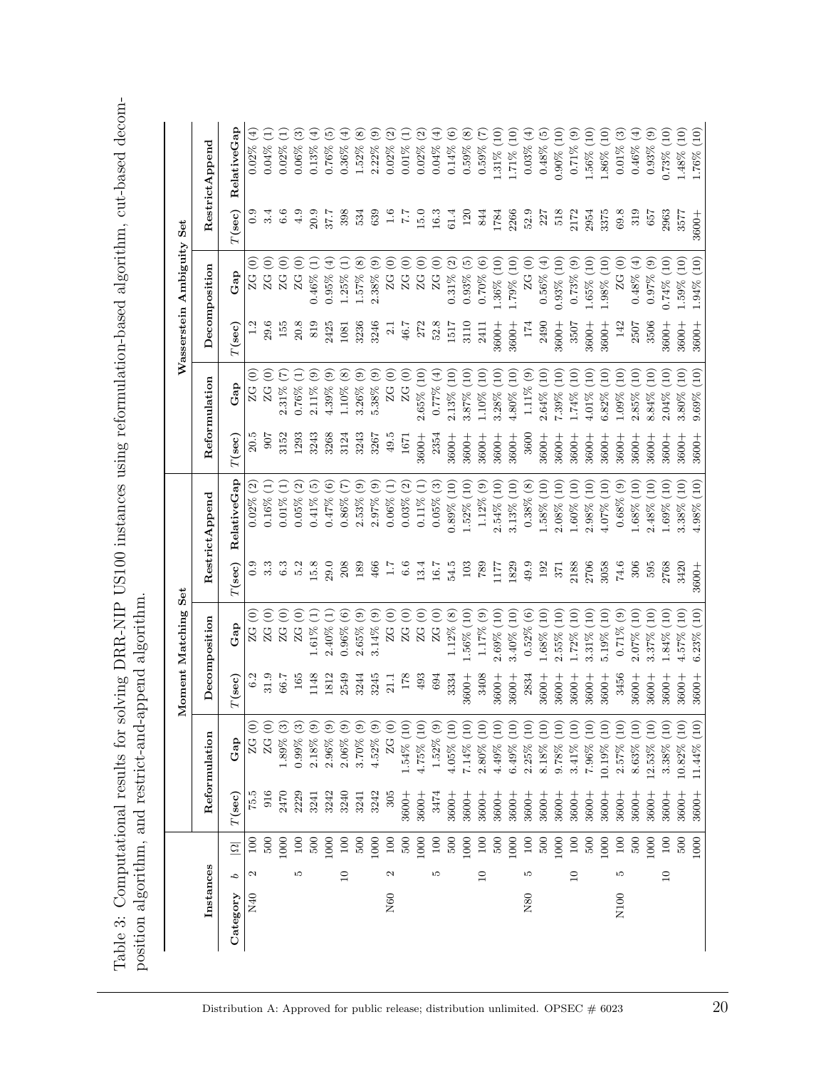Table 3: Computational results for solving DRR-NIP US100 instances using reformulation-based algorithm, cut-based decomposition algorithm, and restrict-and-append algorithm.

| Instances | | | Moment Matching Set | | | | | | Wasserstein Ambiguity Set | | | | | |
|---|---|---|---|---|---|---|---|---|---|---|---|---|---|---|
| | | | Reformulation | | Decomposition | | RestrictAppend | | Reformulation | | Decomposition | | RestrictAppend | |
| Category | $b$ | $\|\Omega\|$ | $T$(sec) | Gap | $T$(sec) | Gap | $T$(sec) | RelativeGap | $T$(sec) | Gap | $T$(sec) | Gap | $T$(sec) | RelativeGap |
| N40 | 2 | 100 | 75.5 | ZG (0) | 6.2 | ZG (0) | 0.9 | 0.02% (2) | 20.5 | ZG (0) | 1.2 | ZG (0) | 0.9 | 0.02% (4) |
| | | 500 | 916 | ZG (0) | 31.9 | ZG (0) | 3.3 | 0.16% (1) | 907 | ZG (0) | 29.6 | ZG (0) | 3.4 | 0.04% (1) |
| | | 1000 | 2470 | 1.89% (3) | 66.7 | ZG (0) | 6.3 | 0.01% (1) | 3152 | 2.31% (7) | 155 | ZG (0) | 6.6 | 0.02% (1) |
| | 5 | 100 | 2229 | 0.99% (3) | 165 | ZG (0) | 5.2 | 0.05% (2) | 1293 | 0.76% (1) | 20.8 | ZG (0) | 4.9 | 0.06% (3) |
| | | 500 | 3241 | 2.18% (9) | 1148 | 1.61% (1) | 15.8 | 0.41% (5) | 3243 | 2.11% (9) | 819 | 0.46% (1) | 20.9 | 0.13% (4) |
| | | 1000 | 3242 | 2.96% (9) | 1812 | 2.40% (1) | 29.0 | 0.47% (6) | 3268 | 4.39% (9) | 2425 | 0.95% (4) | 37.7 | 0.76% (5) |
| | 10 | 100 | 3240 | 2.06% (9) | 2549 | 0.96% (6) | 208 | 0.86% (7) | 3124 | 1.10% (8) | 1081 | 1.25% (1) | 398 | 0.36% (4) |
| | | 500 | 3241 | 3.70% (9) | 3244 | 2.65% (9) | 189 | 2.53% (9) | 3243 | 3.26% (9) | 3236 | 1.57% (8) | 534 | 1.52% (8) |
| | | 1000 | 3242 | 4.52% (9) | 3245 | 3.14% (9) | 466 | 2.97% (9) | 3267 | 5.38% (9) | 3246 | 2.38% (9) | 639 | 2.22% (9) |
| N60 | 2 | 100 | 305 | ZG (0) | 21.1 | ZG (0) | 1.7 | 0.06% (1) | 49.5 | ZG (0) | 2.1 | ZG (0) | 1.6 | 0.02% (2) |
| | | 500 | 3600+ | 1.54% (10) | 178 | ZG (0) | 6.6 | 0.03% (2) | 1671 | ZG (0) | 46.7 | ZG (0) | 7.7 | 0.01% (1) |
| | | 1000 | 3600+ | 4.75% (10) | 493 | ZG (0) | 13.4 | 0.11% (1) | 3600+ | 2.65% (10) | 272 | ZG (0) | 15.0 | 0.02% (2) |
| | 5 | 100 | 3474 | 1.52% (9) | 694 | ZG (0) | 16.7 | 0.05% (3) | 2354 | 0.77% (4) | 52.8 | ZG (0) | 16.3 | 0.04% (4) |
| | | 500 | 3600+ | 4.05% (10) | 3334 | 1.12% (8) | 54.5 | 0.89% (10) | 3600+ | 2.13% (10) | 1517 | 0.31% (2) | 61.4 | 0.14% (6) |
| | | 1000 | 3600+ | 7.14% (10) | 3600+ | 1.56% (10) | 103 | 1.52% (10) | 3600+ | 3.87% (10) | 3110 | 0.93% (5) | 120 | 0.59% (8) |
| | 10 | 100 | 3600+ | 2.80% (10) | 3408 | 1.17% (9) | 789 | 1.12% (9) | 3600+ | 1.10% (10) | 2411 | 0.70% (6) | 844 | 0.59% (7) |
| | | 500 | 3600+ | 4.49% (10) | 3600+ | 2.69% (10) | 1177 | 2.54% (10) | 3600+ | 3.28% (10) | 3600+ | 1.36% (10) | 1784 | 1.31% (10) |
| | | 1000 | 3600+ | 6.49% (10) | 3600+ | 3.40% (10) | 1829 | 3.13% (10) | 3600+ | 4.80% (10) | 3600+ | 1.79% (10) | 2266 | 1.71% (10) |
| N80 | 5 | 100 | 3600+ | 2.25% (10) | 2834 | 0.52% (6) | 49.9 | 0.38% (8) | 3600 | 1.11% (9) | 174 | ZG (0) | 52.9 | 0.03% (4) |
| | | 500 | 3600+ | 8.18% (10) | 3600+ | 1.68% (10) | 192 | 1.58% (10) | 3600+ | 2.64% (10) | 2490 | 0.56% (4) | 227 | 0.48% (5) |
| | | 1000 | 3600+ | 9.78% (10) | 3600+ | 2.55% (10) | 371 | 2.08% (10) | 3600+ | 7.39% (10) | 3600+ | 0.93% (10) | 518 | 0.90% (10) |
| | 10 | 100 | 3600+ | 3.41% (10) | 3600+ | 1.72% (10) | 2188 | 1.60% (10) | 3600+ | 1.74% (10) | 3507 | 0.73% (9) | 2172 | 0.71% (9) |
| | | 500 | 3600+ | 7.96% (10) | 3600+ | 3.31% (10) | 2706 | 2.98% (10) | 3600+ | 4.01% (10) | 3600+ | 1.65% (10) | 2954 | 1.56% (10) |
| | | 1000 | 3600+ | 10.19% (10) | 3600+ | 5.19% (10) | 3058 | 4.07% (10) | 3600+ | 6.82% (10) | 3600+ | 1.98% (10) | 3375 | 1.86% (10) |
| N100 | 5 | 100 | 3600+ | 2.57% (10) | 3456 | 0.71% (9) | 74.6 | 0.68% (9) | 3600+ | 1.09% (10) | 142 | ZG (0) | 69.8 | 0.01% (3) |
| | | 500 | 3600+ | 8.63% (10) | 3600+ | 2.07% (10) | 306 | 1.68% (10) | 3600+ | 2.85% (10) | 2507 | 0.48% (4) | 319 | 0.46% (4) |
| | | 1000 | 3600+ | 12.53% (10) | 3600+ | 3.37% (10) | 595 | 2.48% (10) | 3600+ | 8.84% (10) | 3506 | 0.97% (9) | 657 | 0.93% (9) |
| | 10 | 100 | 3600+ | 3.38% (10) | 3600+ | 1.84% (10) | 2768 | 1.69% (10) | 3600+ | 2.04% (10) | 3600+ | 0.74% (10) | 2963 | 0.73% (10) |
| | | 500 | 3600+ | 10.82% (10) | 3600+ | 4.57% (10) | 3420 | 3.38% (10) | 3600+ | 3.80% (10) | 3600+ | 1.59% (10) | 3577 | 1.48% (10) |
| | | 1000 | 3600+ | 11.44% (10) | 3600+ | 6.23% (10) | 3600+ | 4.98% (10) | 3600+ | 9.69% (10) | 3600+ | 1.94% (10) | 3600+ | 1.76% (10) |

Distribution A: Approved for public release; distribution unlimited. OPSEC # 6023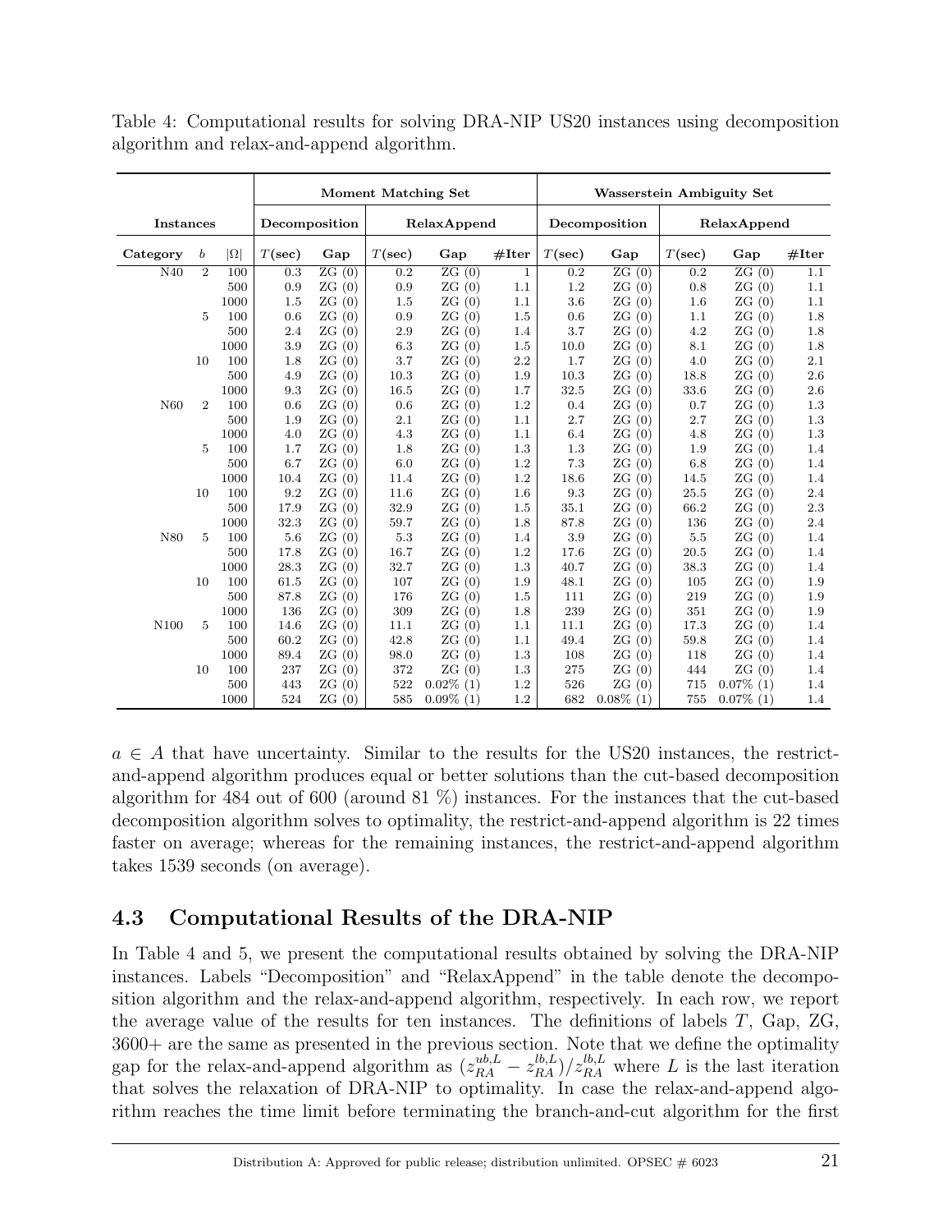Table 4: Computational results for solving DRA-NIP US20 instances using decomposition algorithm and relax-and-append algorithm.

| Instances | | | Moment Matching Set | | | | | Wasserstein Ambiguity Set | | | | |
|---|---|---|---|---|---|---|---|---|---|---|---|---|
| | | | Decomposition | | RelaxAppend | | | Decomposition | | RelaxAppend | | |
| **Category** | $b$ | $\|\Omega\|$ | $T$**(sec)** | **Gap** | $T$**(sec)** | **Gap** | **#Iter** | $T$**(sec)** | **Gap** | $T$**(sec)** | **Gap** | **#Iter** |
| N40 | 2 | 100 | 0.3 | ZG (0) | 0.2 | ZG (0) | 1 | 0.2 | ZG (0) | 0.2 | ZG (0) | 1.1 |
| | | 500 | 0.9 | ZG (0) | 0.9 | ZG (0) | 1.1 | 1.2 | ZG (0) | 0.8 | ZG (0) | 1.1 |
| | | 1000 | 1.5 | ZG (0) | 1.5 | ZG (0) | 1.1 | 3.6 | ZG (0) | 1.6 | ZG (0) | 1.1 |
| | 5 | 100 | 0.6 | ZG (0) | 0.9 | ZG (0) | 1.5 | 0.6 | ZG (0) | 1.1 | ZG (0) | 1.8 |
| | | 500 | 2.4 | ZG (0) | 2.9 | ZG (0) | 1.4 | 3.7 | ZG (0) | 4.2 | ZG (0) | 1.8 |
| | | 1000 | 3.9 | ZG (0) | 6.3 | ZG (0) | 1.5 | 10.0 | ZG (0) | 8.1 | ZG (0) | 1.8 |
| | 10 | 100 | 1.8 | ZG (0) | 3.7 | ZG (0) | 2.2 | 1.7 | ZG (0) | 4.0 | ZG (0) | 2.1 |
| | | 500 | 4.9 | ZG (0) | 10.3 | ZG (0) | 1.9 | 10.3 | ZG (0) | 18.8 | ZG (0) | 2.6 |
| | | 1000 | 9.3 | ZG (0) | 16.5 | ZG (0) | 1.7 | 32.5 | ZG (0) | 33.6 | ZG (0) | 2.6 |
| N60 | 2 | 100 | 0.6 | ZG (0) | 0.6 | ZG (0) | 1.2 | 0.4 | ZG (0) | 0.7 | ZG (0) | 1.3 |
| | | 500 | 1.9 | ZG (0) | 2.1 | ZG (0) | 1.1 | 2.7 | ZG (0) | 2.7 | ZG (0) | 1.3 |
| | | 1000 | 4.0 | ZG (0) | 4.3 | ZG (0) | 1.1 | 6.4 | ZG (0) | 4.8 | ZG (0) | 1.3 |
| | 5 | 100 | 1.7 | ZG (0) | 1.8 | ZG (0) | 1.3 | 1.3 | ZG (0) | 1.9 | ZG (0) | 1.4 |
| | | 500 | 6.7 | ZG (0) | 6.0 | ZG (0) | 1.2 | 7.3 | ZG (0) | 6.8 | ZG (0) | 1.4 |
| | | 1000 | 10.4 | ZG (0) | 11.4 | ZG (0) | 1.2 | 18.6 | ZG (0) | 14.5 | ZG (0) | 1.4 |
| | 10 | 100 | 9.2 | ZG (0) | 11.6 | ZG (0) | 1.6 | 9.3 | ZG (0) | 25.5 | ZG (0) | 2.4 |
| | | 500 | 17.9 | ZG (0) | 32.9 | ZG (0) | 1.5 | 35.1 | ZG (0) | 66.2 | ZG (0) | 2.3 |
| | | 1000 | 32.3 | ZG (0) | 59.7 | ZG (0) | 1.8 | 87.8 | ZG (0) | 136 | ZG (0) | 2.4 |
| N80 | 5 | 100 | 5.6 | ZG (0) | 5.3 | ZG (0) | 1.4 | 3.9 | ZG (0) | 5.5 | ZG (0) | 1.4 |
| | | 500 | 17.8 | ZG (0) | 16.7 | ZG (0) | 1.2 | 17.6 | ZG (0) | 20.5 | ZG (0) | 1.4 |
| | | 1000 | 28.3 | ZG (0) | 32.7 | ZG (0) | 1.3 | 40.7 | ZG (0) | 38.3 | ZG (0) | 1.4 |
| | 10 | 100 | 61.5 | ZG (0) | 107 | ZG (0) | 1.9 | 48.1 | ZG (0) | 105 | ZG (0) | 1.9 |
| | | 500 | 87.8 | ZG (0) | 176 | ZG (0) | 1.5 | 111 | ZG (0) | 219 | ZG (0) | 1.9 |
| | | 1000 | 136 | ZG (0) | 309 | ZG (0) | 1.8 | 239 | ZG (0) | 351 | ZG (0) | 1.9 |
| N100 | 5 | 100 | 14.6 | ZG (0) | 11.1 | ZG (0) | 1.1 | 11.1 | ZG (0) | 17.3 | ZG (0) | 1.4 |
| | | 500 | 60.2 | ZG (0) | 42.8 | ZG (0) | 1.1 | 49.4 | ZG (0) | 59.8 | ZG (0) | 1.4 |
| | | 1000 | 89.4 | ZG (0) | 98.0 | ZG (0) | 1.3 | 108 | ZG (0) | 118 | ZG (0) | 1.4 |
| | 10 | 100 | 237 | ZG (0) | 372 | ZG (0) | 1.3 | 275 | ZG (0) | 444 | ZG (0) | 1.4 |
| | | 500 | 443 | ZG (0) | 522 | 0.02% (1) | 1.2 | 526 | ZG (0) | 715 | 0.07% (1) | 1.4 |
| | | 1000 | 524 | ZG (0) | 585 | 0.09% (1) | 1.2 | 682 | 0.08% (1) | 755 | 0.07% (1) | 1.4 |

$a \in A$ that have uncertainty. Similar to the results for the US20 instances, the restrict-and-append algorithm produces equal or better solutions than the cut-based decomposition algorithm for 484 out of 600 (around 81 %) instances. For the instances that the cut-based decomposition algorithm solves to optimality, the restrict-and-append algorithm is 22 times faster on average; whereas for the remaining instances, the restrict-and-append algorithm takes 1539 seconds (on average).

## 4.3 Computational Results of the DRA-NIP

In Table 4 and 5, we present the computational results obtained by solving the DRA-NIP instances. Labels "Decomposition" and "RelaxAppend" in the table denote the decomposition algorithm and the relax-and-append algorithm, respectively. In each row, we report the average value of the results for ten instances. The definitions of labels $T$, Gap, ZG, 3600+ are the same as presented in the previous section. Note that we define the optimality gap for the relax-and-append algorithm as $(z_{RA}^{ub,L} - z_{RA}^{lb,L})/z_{RA}^{lb,L}$ where $L$ is the last iteration that solves the relaxation of DRA-NIP to optimality. In case the relax-and-append algorithm reaches the time limit before terminating the branch-and-cut algorithm for the first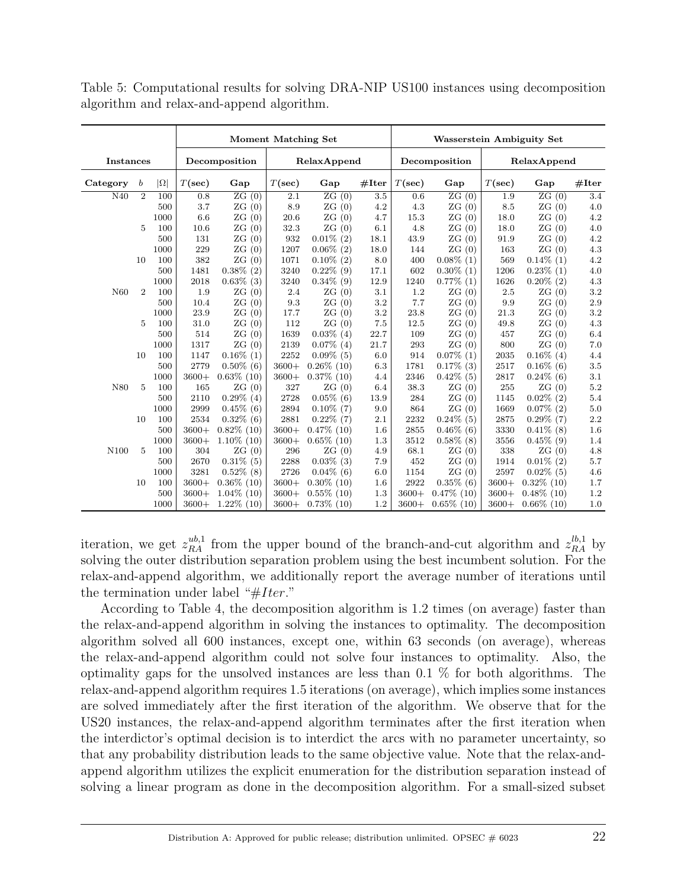Table 5: Computational results for solving DRA-NIP US100 instances using decomposition algorithm and relax-and-append algorithm.

| | | | **Moment Matching Set** | | | | | **Wasserstein Ambiguity Set** | | | | |
|---|---|---|---|---|---|---|---|---|---|---|---|---|
| **Instances** | | | **Decomposition** | | **RelaxAppend** | | | **Decomposition** | | **RelaxAppend** | | |
| **Category** | $b$ | $\|\Omega\|$ | $T$**(sec)** | **Gap** | $T$**(sec)** | **Gap** | **#Iter** | $T$**(sec)** | **Gap** | $T$**(sec)** | **Gap** | **#Iter** |
| N40 | 2 | 100 | 0.8 | ZG (0) | 2.1 | ZG (0) | 3.5 | 0.6 | ZG (0) | 1.9 | ZG (0) | 3.4 |
| | | 500 | 3.7 | ZG (0) | 8.9 | ZG (0) | 4.2 | 4.3 | ZG (0) | 8.5 | ZG (0) | 4.0 |
| | | 1000 | 6.6 | ZG (0) | 20.6 | ZG (0) | 4.7 | 15.3 | ZG (0) | 18.0 | ZG (0) | 4.2 |
| | 5 | 100 | 10.6 | ZG (0) | 32.3 | ZG (0) | 6.1 | 4.8 | ZG (0) | 18.0 | ZG (0) | 4.0 |
| | | 500 | 131 | ZG (0) | 932 | 0.01% (2) | 18.1 | 43.9 | ZG (0) | 91.9 | ZG (0) | 4.2 |
| | | 1000 | 229 | ZG (0) | 1207 | 0.06% (2) | 18.0 | 144 | ZG (0) | 163 | ZG (0) | 4.3 |
| | 10 | 100 | 382 | ZG (0) | 1071 | 0.10% (2) | 8.0 | 400 | 0.08% (1) | 569 | 0.14% (1) | 4.2 |
| | | 500 | 1481 | 0.38% (2) | 3240 | 0.22% (9) | 17.1 | 602 | 0.30% (1) | 1206 | 0.23% (1) | 4.0 |
| | | 1000 | 2018 | 0.63% (3) | 3240 | 0.34% (9) | 12.9 | 1240 | 0.77% (1) | 1626 | 0.20% (2) | 4.3 |
| N60 | 2 | 100 | 1.9 | ZG (0) | 2.4 | ZG (0) | 3.1 | 1.2 | ZG (0) | 2.5 | ZG (0) | 3.2 |
| | | 500 | 10.4 | ZG (0) | 9.3 | ZG (0) | 3.2 | 7.7 | ZG (0) | 9.9 | ZG (0) | 2.9 |
| | | 1000 | 23.9 | ZG (0) | 17.7 | ZG (0) | 3.2 | 23.8 | ZG (0) | 21.3 | ZG (0) | 3.2 |
| | 5 | 100 | 31.0 | ZG (0) | 112 | ZG (0) | 7.5 | 12.5 | ZG (0) | 49.8 | ZG (0) | 4.3 |
| | | 500 | 514 | ZG (0) | 1639 | 0.03% (4) | 22.7 | 109 | ZG (0) | 457 | ZG (0) | 6.4 |
| | | 1000 | 1317 | ZG (0) | 2139 | 0.07% (4) | 21.7 | 293 | ZG (0) | 800 | ZG (0) | 7.0 |
| | 10 | 100 | 1147 | 0.16% (1) | 2252 | 0.09% (5) | 6.0 | 914 | 0.07% (1) | 2035 | 0.16% (4) | 4.4 |
| | | 500 | 2779 | 0.50% (6) | 3600+ | 0.26% (10) | 6.3 | 1781 | 0.17% (3) | 2517 | 0.16% (6) | 3.5 |
| | | 1000 | 3600+ | 0.63% (10) | 3600+ | 0.37% (10) | 4.4 | 2346 | 0.42% (5) | 2817 | 0.24% (6) | 3.1 |
| N80 | 5 | 100 | 165 | ZG (0) | 327 | ZG (0) | 6.4 | 38.3 | ZG (0) | 255 | ZG (0) | 5.2 |
| | | 500 | 2110 | 0.29% (4) | 2728 | 0.05% (6) | 13.9 | 284 | ZG (0) | 1145 | 0.02% (2) | 5.4 |
| | | 1000 | 2999 | 0.45% (6) | 2894 | 0.10% (7) | 9.0 | 864 | ZG (0) | 1669 | 0.07% (2) | 5.0 |
| | 10 | 100 | 2534 | 0.32% (6) | 2881 | 0.22% (7) | 2.1 | 2232 | 0.24% (5) | 2875 | 0.29% (7) | 2.2 |
| | | 500 | 3600+ | 0.82% (10) | 3600+ | 0.47% (10) | 1.6 | 2855 | 0.46% (6) | 3330 | 0.41% (8) | 1.6 |
| | | 1000 | 3600+ | 1.10% (10) | 3600+ | 0.65% (10) | 1.3 | 3512 | 0.58% (8) | 3556 | 0.45% (9) | 1.4 |
| N100 | 5 | 100 | 304 | ZG (0) | 296 | ZG (0) | 4.9 | 68.1 | ZG (0) | 338 | ZG (0) | 4.8 |
| | | 500 | 2670 | 0.31% (5) | 2288 | 0.03% (3) | 7.9 | 452 | ZG (0) | 1914 | 0.01% (2) | 5.7 |
| | | 1000 | 3281 | 0.52% (8) | 2726 | 0.04% (6) | 6.0 | 1154 | ZG (0) | 2597 | 0.02% (5) | 4.6 |
| | 10 | 100 | 3600+ | 0.36% (10) | 3600+ | 0.30% (10) | 1.6 | 2922 | 0.35% (6) | 3600+ | 0.32% (10) | 1.7 |
| | | 500 | 3600+ | 1.04% (10) | 3600+ | 0.55% (10) | 1.3 | 3600+ | 0.47% (10) | 3600+ | 0.48% (10) | 1.2 |
| | | 1000 | 3600+ | 1.22% (10) | 3600+ | 0.73% (10) | 1.2 | 3600+ | 0.65% (10) | 3600+ | 0.66% (10) | 1.0 |

iteration, we get $z_{RA}^{ub,1}$ from the upper bound of the branch-and-cut algorithm and $z_{RA}^{lb,1}$ by solving the outer distribution separation problem using the best incumbent solution. For the relax-and-append algorithm, we additionally report the average number of iterations until the termination under label "#*Iter*."

According to Table 4, the decomposition algorithm is 1.2 times (on average) faster than the relax-and-append algorithm in solving the instances to optimality. The decomposition algorithm solved all 600 instances, except one, within 63 seconds (on average), whereas the relax-and-append algorithm could not solve four instances to optimality. Also, the optimality gaps for the unsolved instances are less than 0.1 % for both algorithms. The relax-and-append algorithm requires 1.5 iterations (on average), which implies some instances are solved immediately after the first iteration of the algorithm. We observe that for the US20 instances, the relax-and-append algorithm terminates after the first iteration when the interdictor's optimal decision is to interdict the arcs with no parameter uncertainty, so that any probability distribution leads to the same objective value. Note that the relax-and-append algorithm utilizes the explicit enumeration for the distribution separation instead of solving a linear program as done in the decomposition algorithm. For a small-sized subset

Distribution A: Approved for public release; distribution unlimited. OPSEC # 6023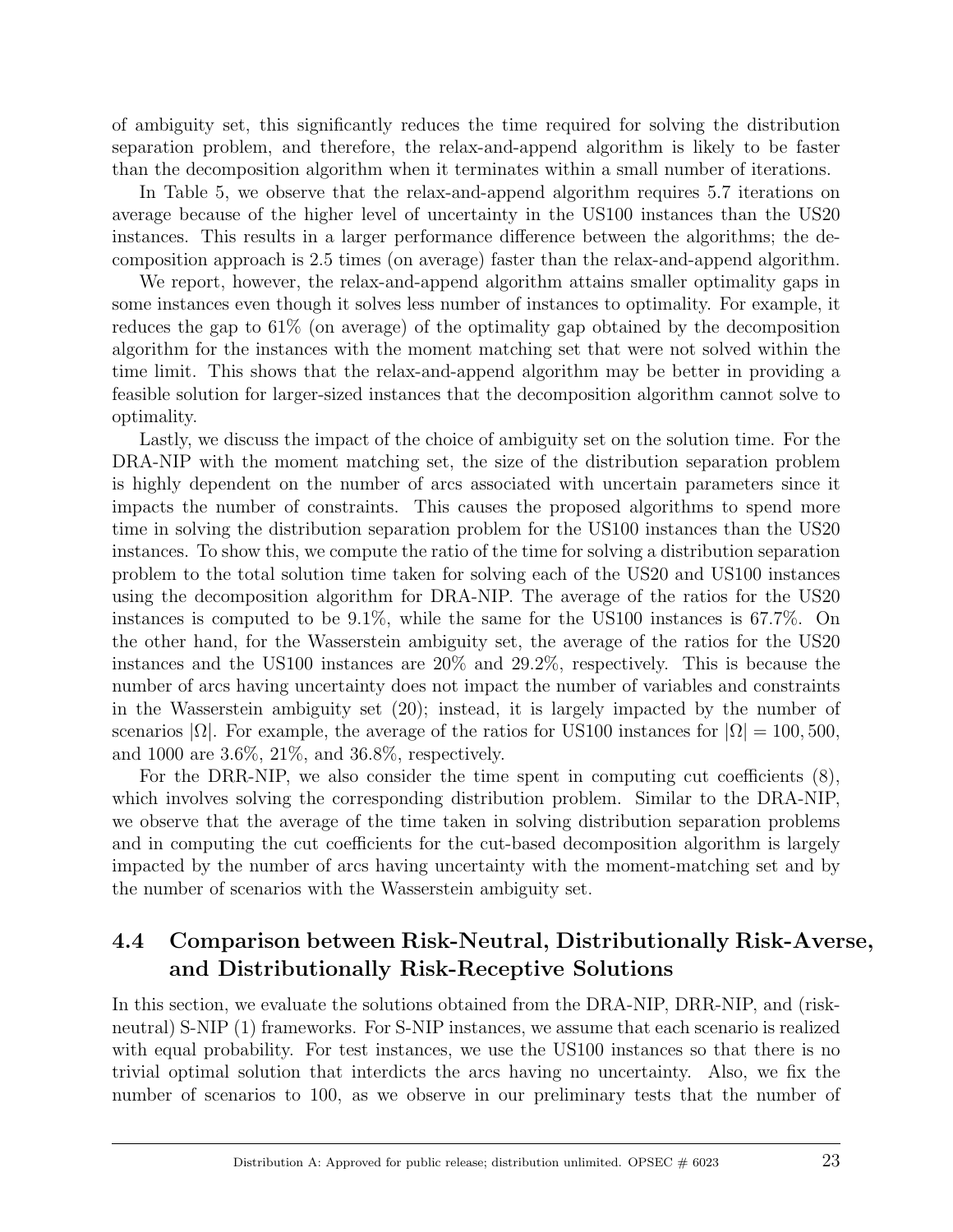of ambiguity set, this significantly reduces the time required for solving the distribution separation problem, and therefore, the relax-and-append algorithm is likely to be faster than the decomposition algorithm when it terminates within a small number of iterations.

In Table 5, we observe that the relax-and-append algorithm requires 5.7 iterations on average because of the higher level of uncertainty in the US100 instances than the US20 instances. This results in a larger performance difference between the algorithms; the decomposition approach is 2.5 times (on average) faster than the relax-and-append algorithm.

We report, however, the relax-and-append algorithm attains smaller optimality gaps in some instances even though it solves less number of instances to optimality. For example, it reduces the gap to 61% (on average) of the optimality gap obtained by the decomposition algorithm for the instances with the moment matching set that were not solved within the time limit. This shows that the relax-and-append algorithm may be better in providing a feasible solution for larger-sized instances that the decomposition algorithm cannot solve to optimality.

Lastly, we discuss the impact of the choice of ambiguity set on the solution time. For the DRA-NIP with the moment matching set, the size of the distribution separation problem is highly dependent on the number of arcs associated with uncertain parameters since it impacts the number of constraints. This causes the proposed algorithms to spend more time in solving the distribution separation problem for the US100 instances than the US20 instances. To show this, we compute the ratio of the time for solving a distribution separation problem to the total solution time taken for solving each of the US20 and US100 instances using the decomposition algorithm for DRA-NIP. The average of the ratios for the US20 instances is computed to be 9.1%, while the same for the US100 instances is 67.7%. On the other hand, for the Wasserstein ambiguity set, the average of the ratios for the US20 instances and the US100 instances are 20% and 29.2%, respectively. This is because the number of arcs having uncertainty does not impact the number of variables and constraints in the Wasserstein ambiguity set (20); instead, it is largely impacted by the number of scenarios $|\Omega|$. For example, the average of the ratios for US100 instances for $|\Omega| = 100, 500,$ and 1000 are 3.6%, 21%, and 36.8%, respectively.

For the DRR-NIP, we also consider the time spent in computing cut coefficients (8), which involves solving the corresponding distribution problem. Similar to the DRA-NIP, we observe that the average of the time taken in solving distribution separation problems and in computing the cut coefficients for the cut-based decomposition algorithm is largely impacted by the number of arcs having uncertainty with the moment-matching set and by the number of scenarios with the Wasserstein ambiguity set.

## 4.4 Comparison between Risk-Neutral, Distributionally Risk-Averse, and Distributionally Risk-Receptive Solutions

In this section, we evaluate the solutions obtained from the DRA-NIP, DRR-NIP, and (risk-neutral) S-NIP (1) frameworks. For S-NIP instances, we assume that each scenario is realized with equal probability. For test instances, we use the US100 instances so that there is no trivial optimal solution that interdicts the arcs having no uncertainty. Also, we fix the number of scenarios to 100, as we observe in our preliminary tests that the number of

Distribution A: Approved for public release; distribution unlimited. OPSEC # 6023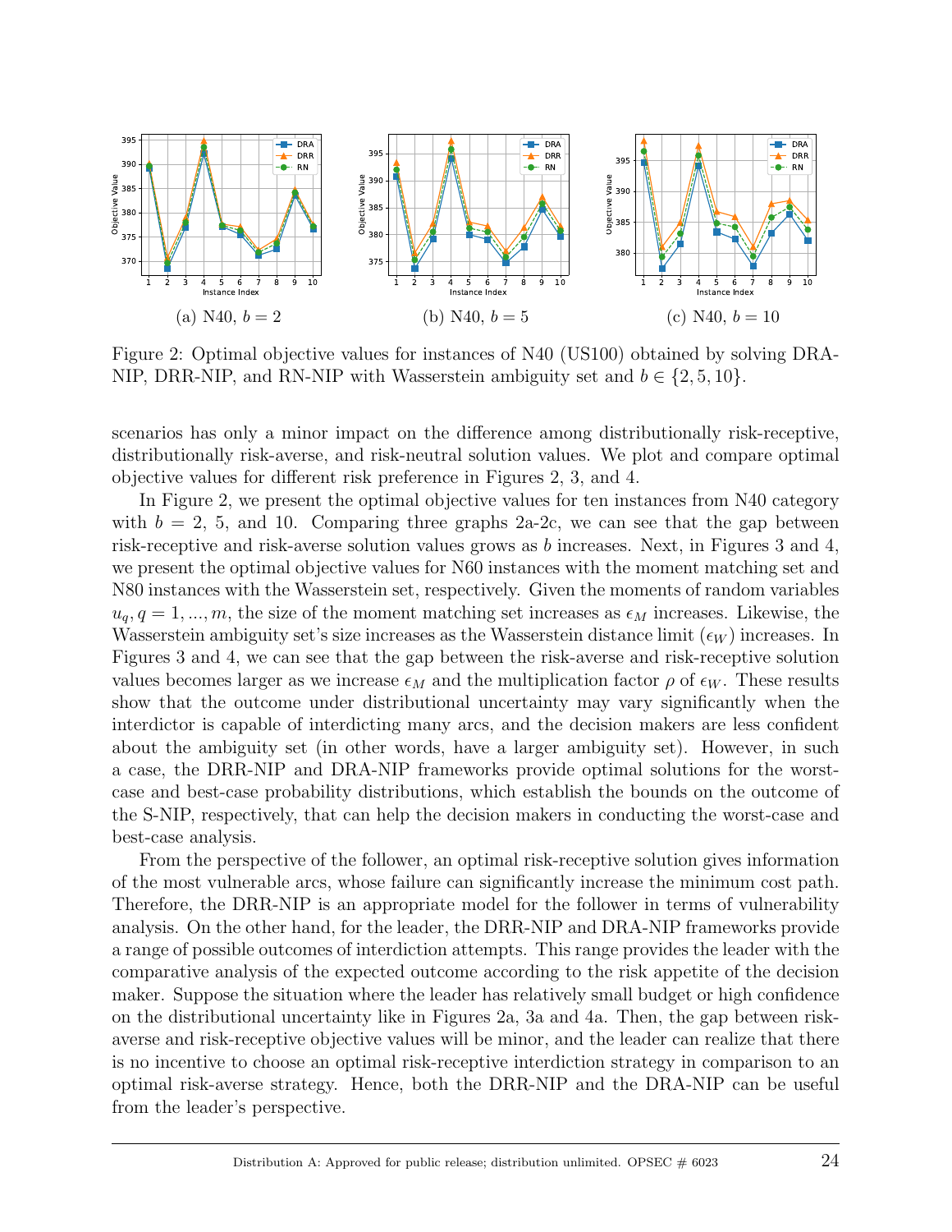(a) N40, $b = 2$

(b) N40, $b = 5$

(c) N40, $b = 10$

Figure 2: Optimal objective values for instances of N40 (US100) obtained by solving DRA-NIP, DRR-NIP, and RN-NIP with Wasserstein ambiguity set and $b \in \{2, 5, 10\}$.

scenarios has only a minor impact on the difference among distributionally risk-receptive, distributionally risk-averse, and risk-neutral solution values. We plot and compare optimal objective values for different risk preference in Figures 2, 3, and 4.

In Figure 2, we present the optimal objective values for ten instances from N40 category with $b = 2$, 5, and 10. Comparing three graphs 2a-2c, we can see that the gap between risk-receptive and risk-averse solution values grows as $b$ increases. Next, in Figures 3 and 4, we present the optimal objective values for N60 instances with the moment matching set and N80 instances with the Wasserstein set, respectively. Given the moments of random variables $u_q, q = 1, ..., m$, the size of the moment matching set increases as $\epsilon_M$ increases. Likewise, the Wasserstein ambiguity set's size increases as the Wasserstein distance limit ($\epsilon_W$) increases. In Figures 3 and 4, we can see that the gap between the risk-averse and risk-receptive solution values becomes larger as we increase $\epsilon_M$ and the multiplication factor $\rho$ of $\epsilon_W$. These results show that the outcome under distributional uncertainty may vary significantly when the interdictor is capable of interdicting many arcs, and the decision makers are less confident about the ambiguity set (in other words, have a larger ambiguity set). However, in such a case, the DRR-NIP and DRA-NIP frameworks provide optimal solutions for the worst-case and best-case probability distributions, which establish the bounds on the outcome of the S-NIP, respectively, that can help the decision makers in conducting the worst-case and best-case analysis.

From the perspective of the follower, an optimal risk-receptive solution gives information of the most vulnerable arcs, whose failure can significantly increase the minimum cost path. Therefore, the DRR-NIP is an appropriate model for the follower in terms of vulnerability analysis. On the other hand, for the leader, the DRR-NIP and DRA-NIP frameworks provide a range of possible outcomes of interdiction attempts. This range provides the leader with the comparative analysis of the expected outcome according to the risk appetite of the decision maker. Suppose the situation where the leader has relatively small budget or high confidence on the distributional uncertainty like in Figures 2a, 3a and 4a. Then, the gap between risk-averse and risk-receptive objective values will be minor, and the leader can realize that there is no incentive to choose an optimal risk-receptive interdiction strategy in comparison to an optimal risk-averse strategy. Hence, both the DRR-NIP and the DRA-NIP can be useful from the leader's perspective.

Distribution A: Approved for public release; distribution unlimited. OPSEC # 6023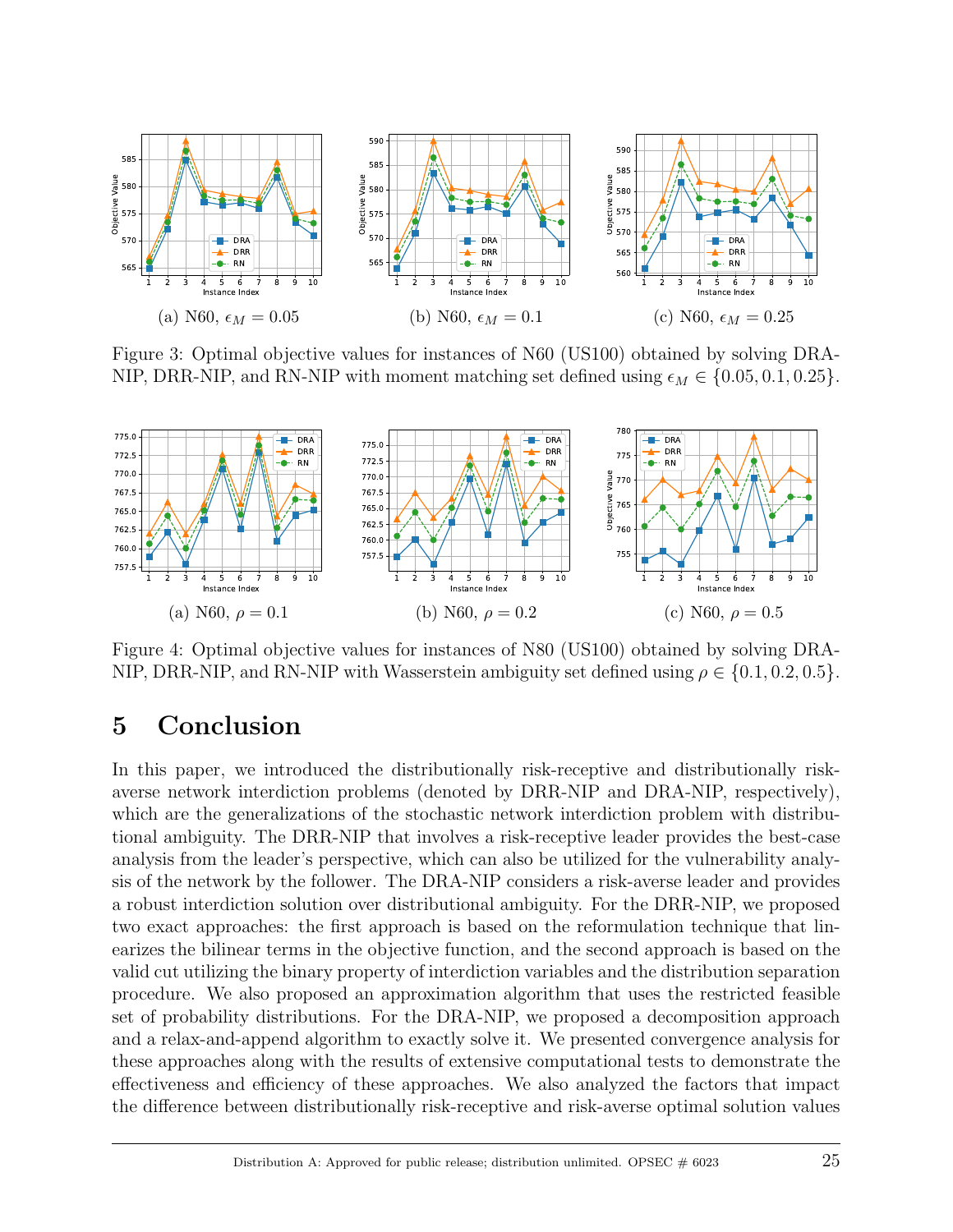(a) N60, $\epsilon_M = 0.05$

(b) N60, $\epsilon_M = 0.1$

(c) N60, $\epsilon_M = 0.25$

Figure 3: Optimal objective values for instances of N60 (US100) obtained by solving DRA-NIP, DRR-NIP, and RN-NIP with moment matching set defined using $\epsilon_M \in \{0.05, 0.1, 0.25\}$.

(a) N60, $\rho = 0.1$

(b) N60, $\rho = 0.2$

(c) N60, $\rho = 0.5$

Figure 4: Optimal objective values for instances of N80 (US100) obtained by solving DRA-NIP, DRR-NIP, and RN-NIP with Wasserstein ambiguity set defined using $\rho \in \{0.1, 0.2, 0.5\}$.

# 5 Conclusion

In this paper, we introduced the distributionally risk-receptive and distributionally risk-averse network interdiction problems (denoted by DRR-NIP and DRA-NIP, respectively), which are the generalizations of the stochastic network interdiction problem with distributional ambiguity. The DRR-NIP that involves a risk-receptive leader provides the best-case analysis from the leader's perspective, which can also be utilized for the vulnerability analysis of the network by the follower. The DRA-NIP considers a risk-averse leader and provides a robust interdiction solution over distributional ambiguity. For the DRR-NIP, we proposed two exact approaches: the first approach is based on the reformulation technique that linearizes the bilinear terms in the objective function, and the second approach is based on the valid cut utilizing the binary property of interdiction variables and the distribution separation procedure. We also proposed an approximation algorithm that uses the restricted feasible set of probability distributions. For the DRA-NIP, we proposed a decomposition approach and a relax-and-append algorithm to exactly solve it. We presented convergence analysis for these approaches along with the results of extensive computational tests to demonstrate the effectiveness and efficiency of these approaches. We also analyzed the factors that impact the difference between distributionally risk-receptive and risk-averse optimal solution values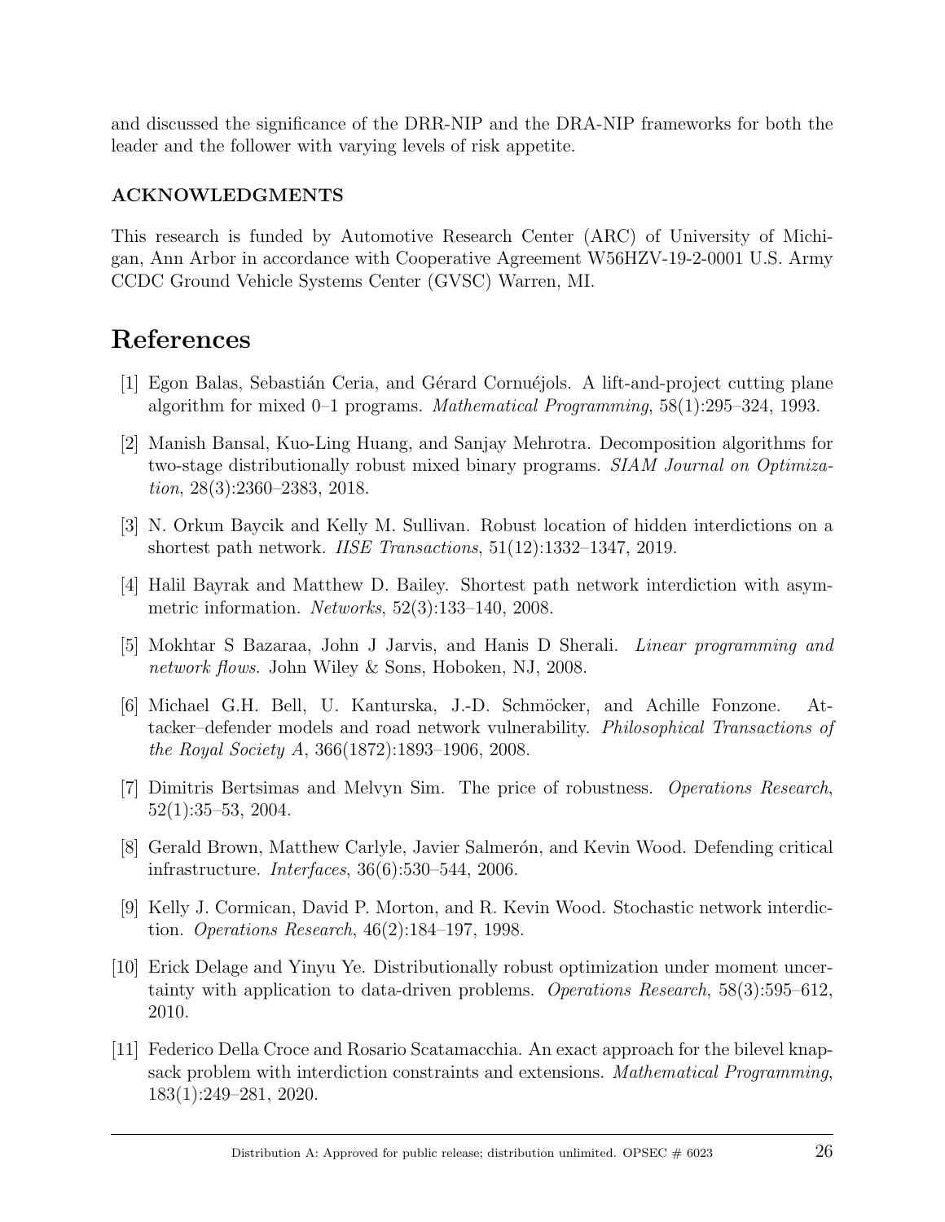and discussed the significance of the DRR-NIP and the DRA-NIP frameworks for both the leader and the follower with varying levels of risk appetite.

### ACKNOWLEDGMENTS

This research is funded by Automotive Research Center (ARC) of University of Michigan, Ann Arbor in accordance with Cooperative Agreement W56HZV-19-2-0001 U.S. Army CCDC Ground Vehicle Systems Center (GVSC) Warren, MI.

# References

[1] Egon Balas, Sebastián Ceria, and Gérard Cornuéjols. A lift-and-project cutting plane algorithm for mixed 0–1 programs. *Mathematical Programming*, 58(1):295–324, 1993.

[2] Manish Bansal, Kuo-Ling Huang, and Sanjay Mehrotra. Decomposition algorithms for two-stage distributionally robust mixed binary programs. *SIAM Journal on Optimization*, 28(3):2360–2383, 2018.

[3] N. Orkun Baycik and Kelly M. Sullivan. Robust location of hidden interdictions on a shortest path network. *IISE Transactions*, 51(12):1332–1347, 2019.

[4] Halil Bayrak and Matthew D. Bailey. Shortest path network interdiction with asymmetric information. *Networks*, 52(3):133–140, 2008.

[5] Mokhtar S Bazaraa, John J Jarvis, and Hanis D Sherali. *Linear programming and network flows.* John Wiley & Sons, Hoboken, NJ, 2008.

[6] Michael G.H. Bell, U. Kanturska, J.-D. Schmöcker, and Achille Fonzone. Attacker–defender models and road network vulnerability. *Philosophical Transactions of the Royal Society A*, 366(1872):1893–1906, 2008.

[7] Dimitris Bertsimas and Melvyn Sim. The price of robustness. *Operations Research*, 52(1):35–53, 2004.

[8] Gerald Brown, Matthew Carlyle, Javier Salmerón, and Kevin Wood. Defending critical infrastructure. *Interfaces*, 36(6):530–544, 2006.

[9] Kelly J. Cormican, David P. Morton, and R. Kevin Wood. Stochastic network interdiction. *Operations Research*, 46(2):184–197, 1998.

[10] Erick Delage and Yinyu Ye. Distributionally robust optimization under moment uncertainty with application to data-driven problems. *Operations Research*, 58(3):595–612, 2010.

[11] Federico Della Croce and Rosario Scatamacchia. An exact approach for the bilevel knapsack problem with interdiction constraints and extensions. *Mathematical Programming*, 183(1):249–281, 2020.

Distribution A: Approved for public release; distribution unlimited. OPSEC # 6023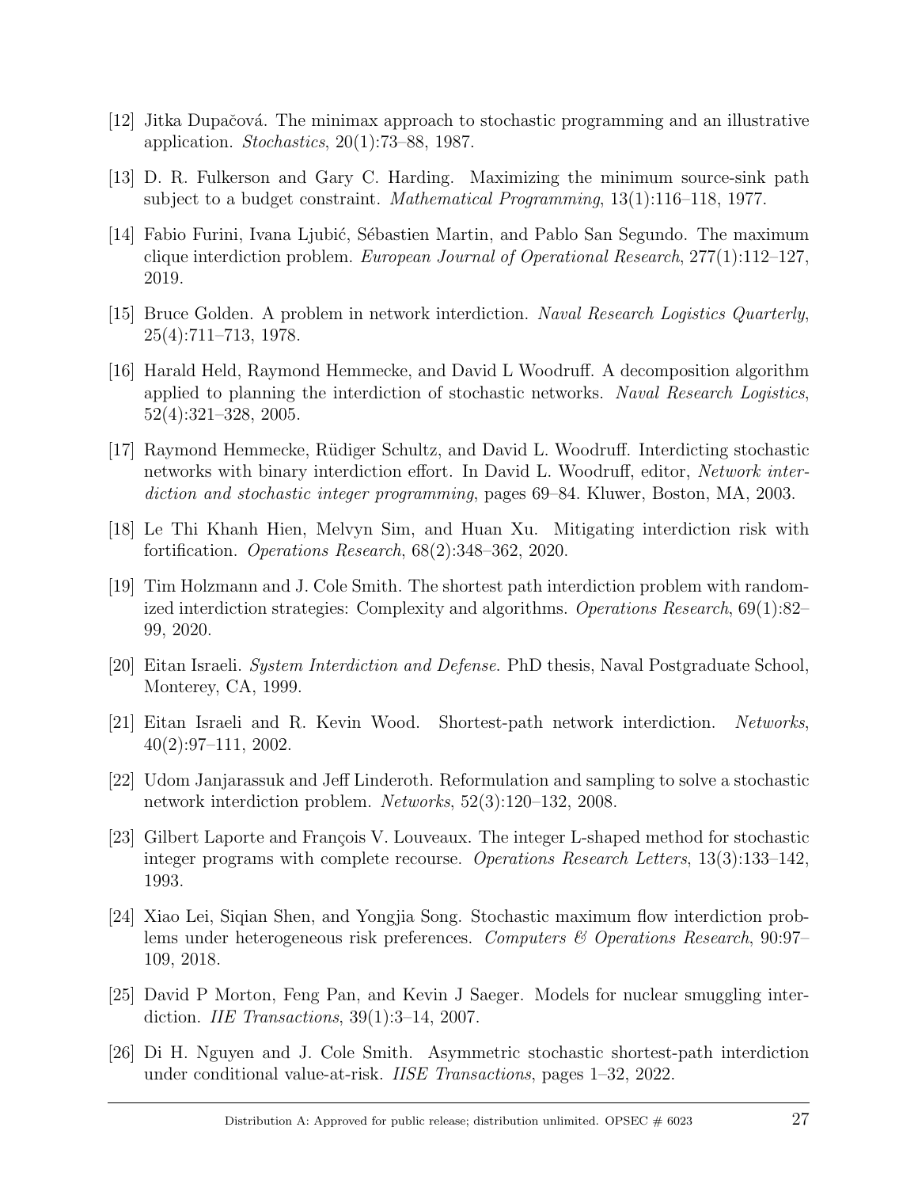[12] Jitka Dupačová. The minimax approach to stochastic programming and an illustrative application. *Stochastics*, 20(1):73–88, 1987.

[13] D. R. Fulkerson and Gary C. Harding. Maximizing the minimum source-sink path subject to a budget constraint. *Mathematical Programming*, 13(1):116–118, 1977.

[14] Fabio Furini, Ivana Ljubić, Sébastien Martin, and Pablo San Segundo. The maximum clique interdiction problem. *European Journal of Operational Research*, 277(1):112–127, 2019.

[15] Bruce Golden. A problem in network interdiction. *Naval Research Logistics Quarterly*, 25(4):711–713, 1978.

[16] Harald Held, Raymond Hemmecke, and David L Woodruff. A decomposition algorithm applied to planning the interdiction of stochastic networks. *Naval Research Logistics*, 52(4):321–328, 2005.

[17] Raymond Hemmecke, Rüdiger Schultz, and David L. Woodruff. Interdicting stochastic networks with binary interdiction effort. In David L. Woodruff, editor, *Network interdiction and stochastic integer programming*, pages 69–84. Kluwer, Boston, MA, 2003.

[18] Le Thi Khanh Hien, Melvyn Sim, and Huan Xu. Mitigating interdiction risk with fortification. *Operations Research*, 68(2):348–362, 2020.

[19] Tim Holzmann and J. Cole Smith. The shortest path interdiction problem with randomized interdiction strategies: Complexity and algorithms. *Operations Research*, 69(1):82–99, 2020.

[20] Eitan Israeli. *System Interdiction and Defense*. PhD thesis, Naval Postgraduate School, Monterey, CA, 1999.

[21] Eitan Israeli and R. Kevin Wood. Shortest-path network interdiction. *Networks*, 40(2):97–111, 2002.

[22] Udom Janjarassuk and Jeff Linderoth. Reformulation and sampling to solve a stochastic network interdiction problem. *Networks*, 52(3):120–132, 2008.

[23] Gilbert Laporte and François V. Louveaux. The integer L-shaped method for stochastic integer programs with complete recourse. *Operations Research Letters*, 13(3):133–142, 1993.

[24] Xiao Lei, Siqian Shen, and Yongjia Song. Stochastic maximum flow interdiction problems under heterogeneous risk preferences. *Computers & Operations Research*, 90:97–109, 2018.

[25] David P Morton, Feng Pan, and Kevin J Saeger. Models for nuclear smuggling interdiction. *IIE Transactions*, 39(1):3–14, 2007.

[26] Di H. Nguyen and J. Cole Smith. Asymmetric stochastic shortest-path interdiction under conditional value-at-risk. *IISE Transactions*, pages 1–32, 2022.

Distribution A: Approved for public release; distribution unlimited. OPSEC # 6023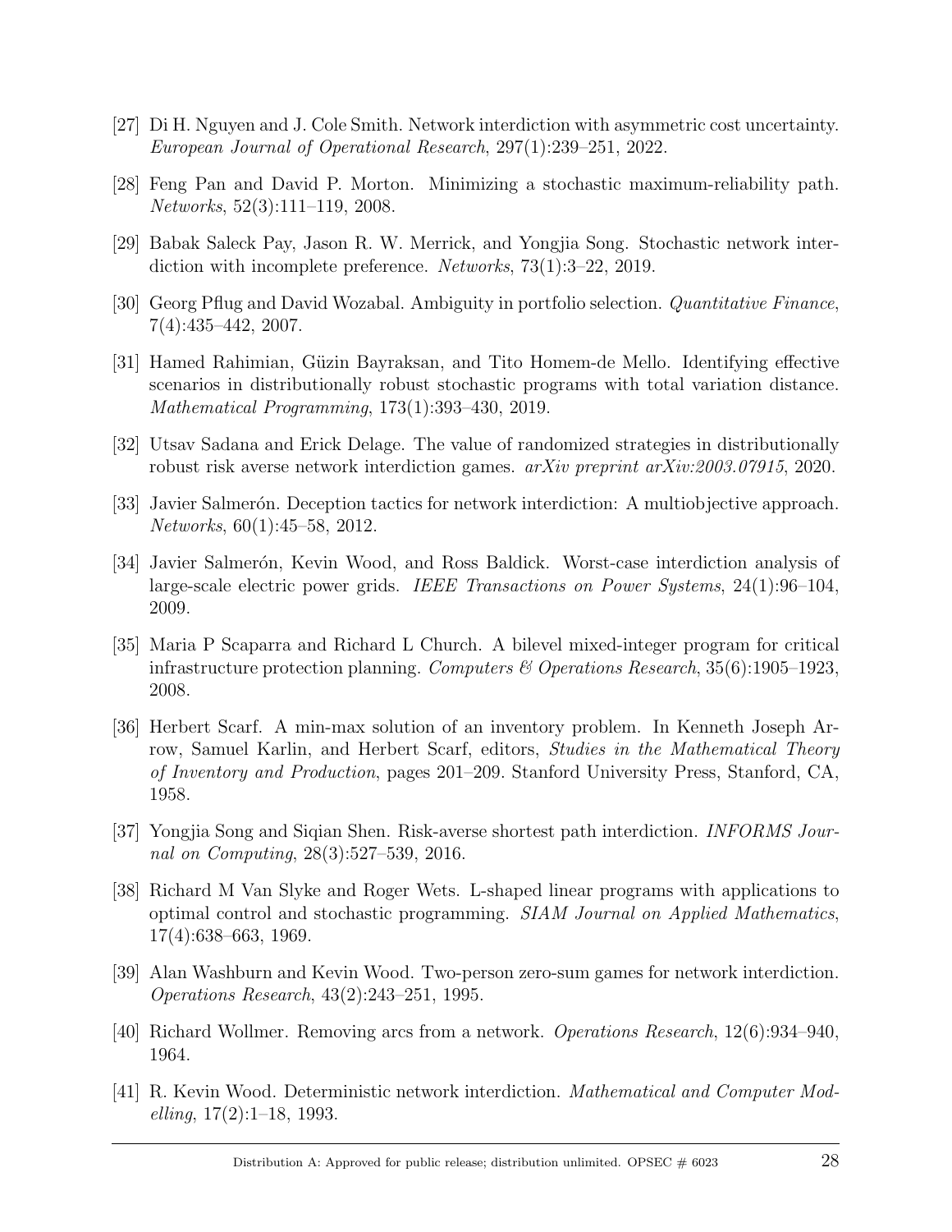[27] Di H. Nguyen and J. Cole Smith. Network interdiction with asymmetric cost uncertainty. *European Journal of Operational Research*, 297(1):239–251, 2022.

[28] Feng Pan and David P. Morton. Minimizing a stochastic maximum-reliability path. *Networks*, 52(3):111–119, 2008.

[29] Babak Saleck Pay, Jason R. W. Merrick, and Yongjia Song. Stochastic network interdiction with incomplete preference. *Networks*, 73(1):3–22, 2019.

[30] Georg Pflug and David Wozabal. Ambiguity in portfolio selection. *Quantitative Finance*, 7(4):435–442, 2007.

[31] Hamed Rahimian, Güzin Bayraksan, and Tito Homem-de Mello. Identifying effective scenarios in distributionally robust stochastic programs with total variation distance. *Mathematical Programming*, 173(1):393–430, 2019.

[32] Utsav Sadana and Erick Delage. The value of randomized strategies in distributionally robust risk averse network interdiction games. *arXiv preprint arXiv:2003.07915*, 2020.

[33] Javier Salmerón. Deception tactics for network interdiction: A multiobjective approach. *Networks*, 60(1):45–58, 2012.

[34] Javier Salmerón, Kevin Wood, and Ross Baldick. Worst-case interdiction analysis of large-scale electric power grids. *IEEE Transactions on Power Systems*, 24(1):96–104, 2009.

[35] Maria P Scaparra and Richard L Church. A bilevel mixed-integer program for critical infrastructure protection planning. *Computers & Operations Research*, 35(6):1905–1923, 2008.

[36] Herbert Scarf. A min-max solution of an inventory problem. In Kenneth Joseph Arrow, Samuel Karlin, and Herbert Scarf, editors, *Studies in the Mathematical Theory of Inventory and Production*, pages 201–209. Stanford University Press, Stanford, CA, 1958.

[37] Yongjia Song and Siqian Shen. Risk-averse shortest path interdiction. *INFORMS Journal on Computing*, 28(3):527–539, 2016.

[38] Richard M Van Slyke and Roger Wets. L-shaped linear programs with applications to optimal control and stochastic programming. *SIAM Journal on Applied Mathematics*, 17(4):638–663, 1969.

[39] Alan Washburn and Kevin Wood. Two-person zero-sum games for network interdiction. *Operations Research*, 43(2):243–251, 1995.

[40] Richard Wollmer. Removing arcs from a network. *Operations Research*, 12(6):934–940, 1964.

[41] R. Kevin Wood. Deterministic network interdiction. *Mathematical and Computer Modelling*, 17(2):1–18, 1993.

Distribution A: Approved for public release; distribution unlimited. OPSEC # 6023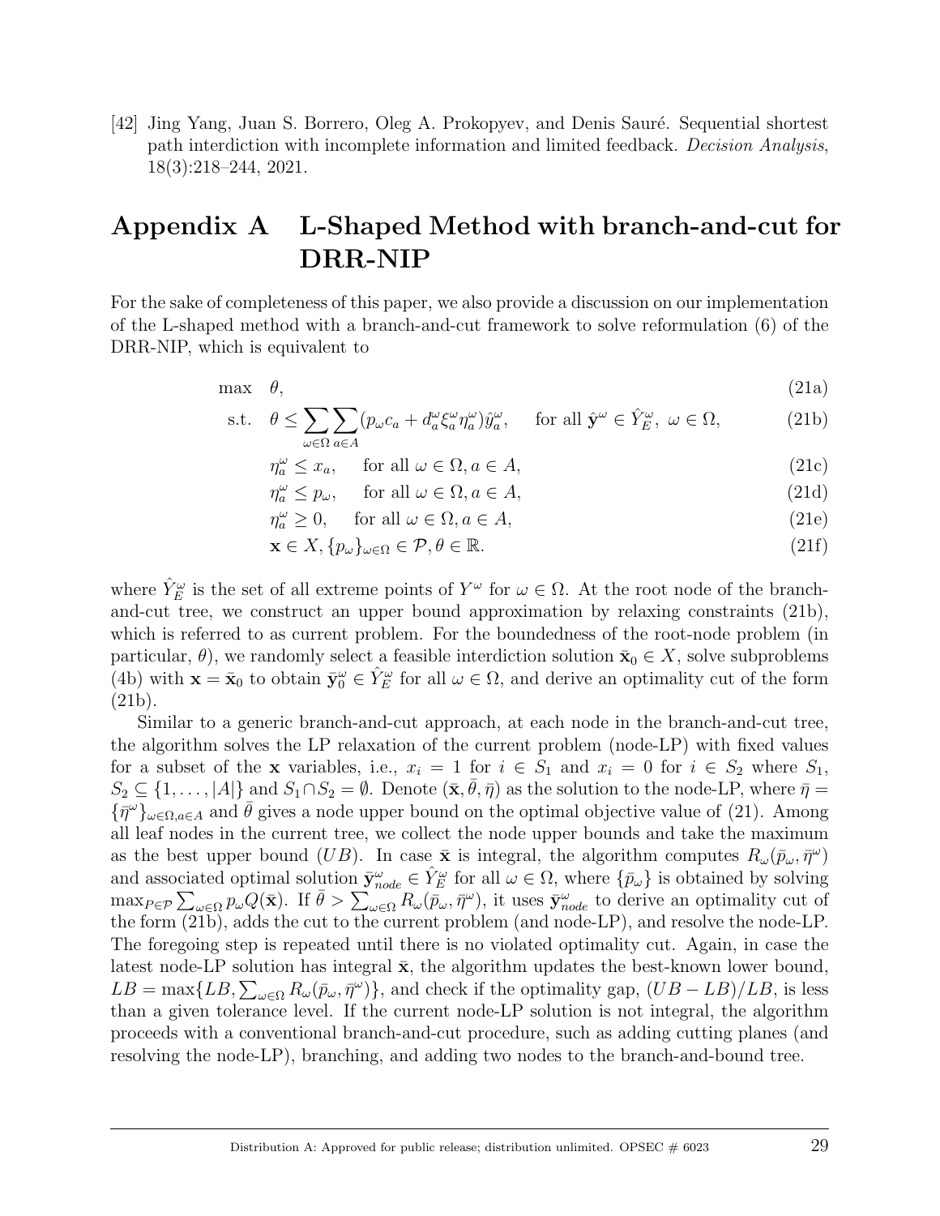[42] Jing Yang, Juan S. Borrero, Oleg A. Prokopyev, and Denis Sauré. Sequential shortest path interdiction with incomplete information and limited feedback. *Decision Analysis*, 18(3):218–244, 2021.

# Appendix A L-Shaped Method with branch-and-cut for DRR-NIP

For the sake of completeness of this paper, we also provide a discussion on our implementation of the L-shaped method with a branch-and-cut framework to solve reformulation (6) of the DRR-NIP, which is equivalent to

$$
\begin{aligned}
\max \quad & \theta, && (21a)\\
\text{s.t.} \quad & \theta \leq \sum_{\omega \in \Omega} \sum_{a \in A} (p_\omega c_a + d_a^\omega \xi_a^\omega \eta_a^\omega) \hat{y}_a^\omega, \quad \text{for all } \hat{\mathbf{y}}^\omega \in \hat{Y}_E^\omega,\ \omega \in \Omega, && (21b)\\
& \eta_a^\omega \leq x_a, \quad \text{for all } \omega \in \Omega, a \in A, && (21c)\\
& \eta_a^\omega \leq p_\omega, \quad \text{for all } \omega \in \Omega, a \in A, && (21d)\\
& \eta_a^\omega \geq 0, \quad \text{for all } \omega \in \Omega, a \in A, && (21e)\\
& \mathbf{x} \in X, \{p_\omega\}_{\omega \in \Omega} \in \mathcal{P}, \theta \in \mathbb{R}. && (21f)
\end{aligned}
$$

where $\hat{Y}_E^\omega$ is the set of all extreme points of $Y^\omega$ for $\omega \in \Omega$. At the root node of the branch-and-cut tree, we construct an upper bound approximation by relaxing constraints (21b), which is referred to as current problem. For the boundedness of the root-node problem (in particular, $\theta$), we randomly select a feasible interdiction solution $\bar{\mathbf{x}}_0 \in X$, solve subproblems (4b) with $\mathbf{x} = \bar{\mathbf{x}}_0$ to obtain $\bar{\mathbf{y}}_0^\omega \in \hat{Y}_E^\omega$ for all $\omega \in \Omega$, and derive an optimality cut of the form (21b).

Similar to a generic branch-and-cut approach, at each node in the branch-and-cut tree, the algorithm solves the LP relaxation of the current problem (node-LP) with fixed values for a subset of the $\mathbf{x}$ variables, i.e., $x_i = 1$ for $i \in S_1$ and $x_i = 0$ for $i \in S_2$ where $S_1$, $S_2 \subseteq \{1, \ldots, |A|\}$ and $S_1 \cap S_2 = \emptyset$. Denote $(\bar{\mathbf{x}}, \bar{\theta}, \bar{\eta})$ as the solution to the node-LP, where $\bar{\eta} = \{\bar{\eta}^\omega\}_{\omega \in \Omega, a \in A}$ and $\bar{\theta}$ gives a node upper bound on the optimal objective value of (21). Among all leaf nodes in the current tree, we collect the node upper bounds and take the maximum as the best upper bound ($UB$). In case $\bar{\mathbf{x}}$ is integral, the algorithm computes $R_\omega(\bar{p}_\omega, \bar{\eta}^\omega)$ and associated optimal solution $\bar{\mathbf{y}}_{node}^\omega \in \hat{Y}_E^\omega$ for all $\omega \in \Omega$, where $\{\bar{p}_\omega\}$ is obtained by solving $\max_{P \in \mathcal{P}} \sum_{\omega \in \Omega} p_\omega Q(\bar{\mathbf{x}})$. If $\bar{\theta} > \sum_{\omega \in \Omega} R_\omega(\bar{p}_\omega, \bar{\eta}^\omega)$, it uses $\bar{\mathbf{y}}_{node}^\omega$ to derive an optimality cut of the form (21b), adds the cut to the current problem (and node-LP), and resolve the node-LP. The foregoing step is repeated until there is no violated optimality cut. Again, in case the latest node-LP solution has integral $\bar{\mathbf{x}}$, the algorithm updates the best-known lower bound, $LB = \max\{LB, \sum_{\omega \in \Omega} R_\omega(\bar{p}_\omega, \bar{\eta}^\omega)\}$, and check if the optimality gap, $(UB - LB)/LB$, is less than a given tolerance level. If the current node-LP solution is not integral, the algorithm proceeds with a conventional branch-and-cut procedure, such as adding cutting planes (and resolving the node-LP), branching, and adding two nodes to the branch-and-bound tree.

Distribution A: Approved for public release; distribution unlimited. OPSEC # 6023